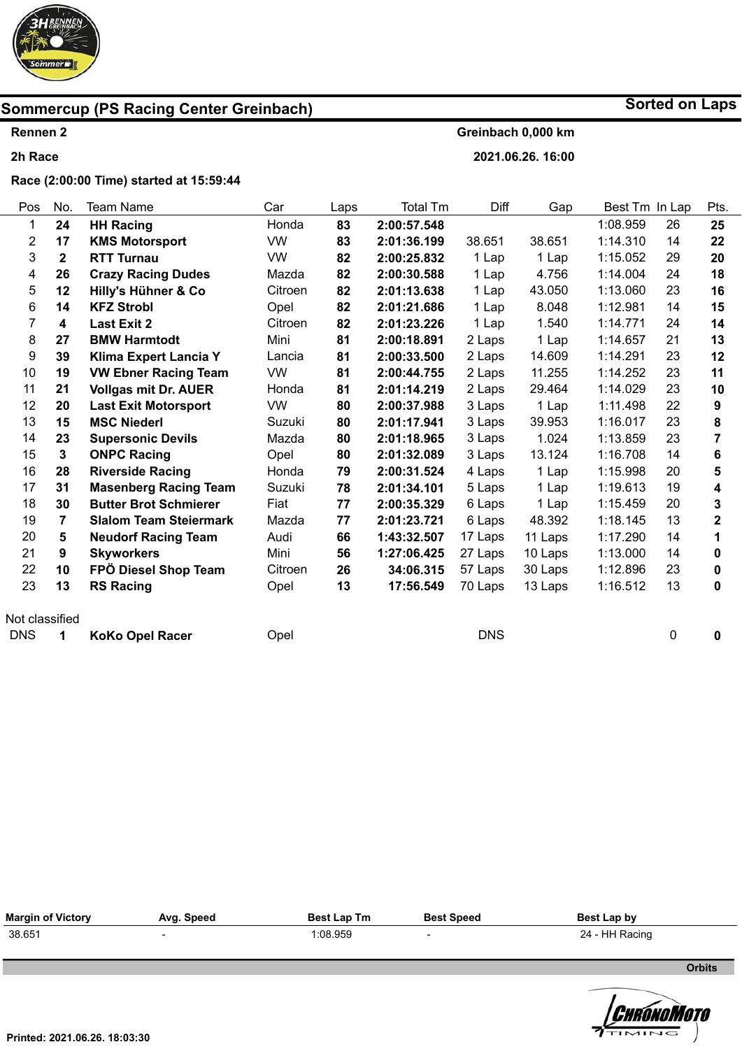## Sommercup (PS Racing Center Greinbach)

**Sorted on Laps**

**Rennen 2** — **Greinbach 0,000 km**

**2h Race** — **2021.06.26. 16:00**

**Race (2:00:00 Time) started at 15:59:44**

| Pos | No. | Team Name | Car | Laps | Total Tm | Diff | Gap | Best Tm | In Lap | Pts. |
|---|---|---|---|---|---|---|---|---|---|---|
| 1 | **24** | **HH Racing** | Honda | **83** | **2:00:57.548** | | | 1:08.959 | 26 | **25** |
| 2 | **17** | **KMS Motorsport** | VW | **83** | **2:01:36.199** | 38.651 | 38.651 | 1:14.310 | 14 | **22** |
| 3 | **2** | **RTT Turnau** | VW | **82** | **2:00:25.832** | 1 Lap | 1 Lap | 1:15.052 | 29 | **20** |
| 4 | **26** | **Crazy Racing Dudes** | Mazda | **82** | **2:00:30.588** | 1 Lap | 4.756 | 1:14.004 | 24 | **18** |
| 5 | **12** | **Hilly's Hühner & Co** | Citroen | **82** | **2:01:13.638** | 1 Lap | 43.050 | 1:13.060 | 23 | **16** |
| 6 | **14** | **KFZ Strobl** | Opel | **82** | **2:01:21.686** | 1 Lap | 8.048 | 1:12.981 | 14 | **15** |
| 7 | **4** | **Last Exit 2** | Citroen | **82** | **2:01:23.226** | 1 Lap | 1.540 | 1:14.771 | 24 | **14** |
| 8 | **27** | **BMW Harmtodt** | Mini | **81** | **2:00:18.891** | 2 Laps | 1 Lap | 1:14.657 | 21 | **13** |
| 9 | **39** | **Klima Expert Lancia Y** | Lancia | **81** | **2:00:33.500** | 2 Laps | 14.609 | 1:14.291 | 23 | **12** |
| 10 | **19** | **VW Ebner Racing Team** | VW | **81** | **2:00:44.755** | 2 Laps | 11.255 | 1:14.252 | 23 | **11** |
| 11 | **21** | **Vollgas mit Dr. AUER** | Honda | **81** | **2:01:14.219** | 2 Laps | 29.464 | 1:14.029 | 23 | **10** |
| 12 | **20** | **Last Exit Motorsport** | VW | **80** | **2:00:37.988** | 3 Laps | 1 Lap | 1:11.498 | 22 | **9** |
| 13 | **15** | **MSC Niederl** | Suzuki | **80** | **2:01:17.941** | 3 Laps | 39.953 | 1:16.017 | 23 | **8** |
| 14 | **23** | **Supersonic Devils** | Mazda | **80** | **2:01:18.965** | 3 Laps | 1.024 | 1:13.859 | 23 | **7** |
| 15 | **3** | **ONPC Racing** | Opel | **80** | **2:01:32.089** | 3 Laps | 13.124 | 1:16.708 | 14 | **6** |
| 16 | **28** | **Riverside Racing** | Honda | **79** | **2:00:31.524** | 4 Laps | 1 Lap | 1:15.998 | 20 | **5** |
| 17 | **31** | **Masenberg Racing Team** | Suzuki | **78** | **2:01:34.101** | 5 Laps | 1 Lap | 1:19.613 | 19 | **4** |
| 18 | **30** | **Butter Brot Schmierer** | Fiat | **77** | **2:00:35.329** | 6 Laps | 1 Lap | 1:15.459 | 20 | **3** |
| 19 | **7** | **Slalom Team Steiermark** | Mazda | **77** | **2:01:23.721** | 6 Laps | 48.392 | 1:18.145 | 13 | **2** |
| 20 | **5** | **Neudorf Racing Team** | Audi | **66** | **1:43:32.507** | 17 Laps | 11 Laps | 1:17.290 | 14 | **1** |
| 21 | **9** | **Skyworkers** | Mini | **56** | **1:27:06.425** | 27 Laps | 10 Laps | 1:13.000 | 14 | **0** |
| 22 | **10** | **FPÖ Diesel Shop Team** | Citroen | **26** | **34:06.315** | 57 Laps | 30 Laps | 1:12.896 | 23 | **0** |
| 23 | **13** | **RS Racing** | Opel | **13** | **17:56.549** | 70 Laps | 13 Laps | 1:16.512 | 13 | **0** |
| Not classified | | | | | | | | | | |
| DNS | **1** | **KoKo Opel Racer** | Opel | | | DNS | | | 0 | **0** |

| Margin of Victory | Avg. Speed | Best Lap Tm | Best Speed | Best Lap by |
|---|---|---|---|---|
| 38.651 | - | 1:08.959 | - | 24 - HH Racing |

**Orbits**

**Printed: 2021.06.26. 18:03:30**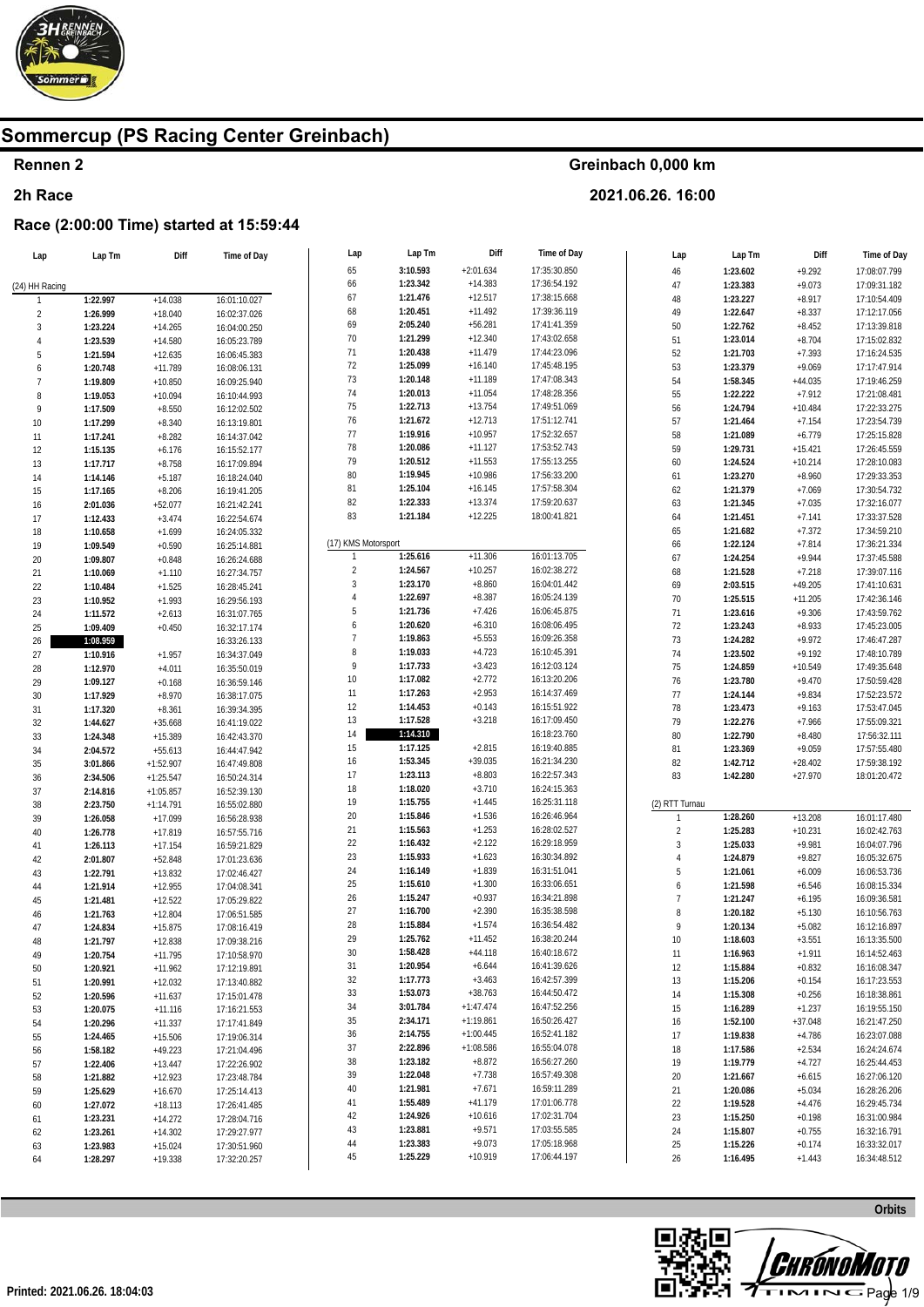# Sommercup (PS Racing Center Greinbach)

## Rennen 2

Greinbach 0,000 km

## 2h Race

2021.06.26. 16:00

### Race (2:00:00 Time) started at 15:59:44

**(24) HH Racing**

| Lap | Lap Tm | Diff | Time of Day |
|---|---|---|---|
| 1 | **1:22.997** | +14.038 | 16:01:10.027 |
| 2 | **1:26.999** | +18.040 | 16:02:37.026 |
| 3 | **1:23.224** | +14.265 | 16:04:00.250 |
| 4 | **1:23.539** | +14.580 | 16:05:23.789 |
| 5 | **1:21.594** | +12.635 | 16:06:45.383 |
| 6 | **1:20.748** | +11.789 | 16:08:06.131 |
| 7 | **1:19.809** | +10.850 | 16:09:25.940 |
| 8 | **1:19.053** | +10.094 | 16:10:44.993 |
| 9 | **1:17.509** | +8.550 | 16:12:02.502 |
| 10 | **1:17.299** | +8.340 | 16:13:19.801 |
| 11 | **1:17.241** | +8.282 | 16:14:37.042 |
| 12 | **1:15.135** | +6.176 | 16:15:52.177 |
| 13 | **1:17.717** | +8.758 | 16:17:09.894 |
| 14 | **1:14.146** | +5.187 | 16:18:24.040 |
| 15 | **1:17.165** | +8.206 | 16:19:41.205 |
| 16 | **2:01.036** | +52.077 | 16:21:42.241 |
| 17 | **1:12.433** | +3.474 | 16:22:54.674 |
| 18 | **1:10.658** | +1.699 | 16:24:05.332 |
| 19 | **1:09.549** | +0.590 | 16:25:14.881 |
| 20 | **1:09.807** | +0.848 | 16:26:24.688 |
| 21 | **1:10.069** | +1.110 | 16:27:34.757 |
| 22 | **1:10.484** | +1.525 | 16:28:45.241 |
| 23 | **1:10.952** | +1.993 | 16:29:56.193 |
| 24 | **1:11.572** | +2.613 | 16:31:07.765 |
| 25 | **1:09.409** | +0.450 | 16:32:17.174 |
| 26 | **1:08.959** | | 16:33:26.133 |
| 27 | **1:10.916** | +1.957 | 16:34:37.049 |
| 28 | **1:12.970** | +4.011 | 16:35:50.019 |
| 29 | **1:09.127** | +0.168 | 16:36:59.146 |
| 30 | **1:17.929** | +8.970 | 16:38:17.075 |
| 31 | **1:17.320** | +8.361 | 16:39:34.395 |
| 32 | **1:44.627** | +35.668 | 16:41:19.022 |
| 33 | **1:24.348** | +15.389 | 16:42:43.370 |
| 34 | **2:04.572** | +55.613 | 16:44:47.942 |
| 35 | **3:01.866** | +1:52.907 | 16:47:49.808 |
| 36 | **2:34.506** | +1:25.547 | 16:50:24.314 |
| 37 | **2:14.816** | +1:05.857 | 16:52:39.130 |
| 38 | **2:23.750** | +1:14.791 | 16:55:02.880 |
| 39 | **1:26.058** | +17.099 | 16:56:28.938 |
| 40 | **1:26.778** | +17.819 | 16:57:55.716 |
| 41 | **1:26.113** | +17.154 | 16:59:21.829 |
| 42 | **2:01.807** | +52.848 | 17:01:23.636 |
| 43 | **1:22.791** | +13.832 | 17:02:46.427 |
| 44 | **1:21.914** | +12.955 | 17:04:08.341 |
| 45 | **1:21.481** | +12.522 | 17:05:29.822 |
| 46 | **1:21.763** | +12.804 | 17:06:51.585 |
| 47 | **1:24.834** | +15.875 | 17:08:16.419 |
| 48 | **1:21.797** | +12.838 | 17:09:38.216 |
| 49 | **1:20.754** | +11.795 | 17:10:58.970 |
| 50 | **1:20.921** | +11.962 | 17:12:19.891 |
| 51 | **1:20.991** | +12.032 | 17:13:40.882 |
| 52 | **1:20.596** | +11.637 | 17:15:01.478 |
| 53 | **1:20.075** | +11.116 | 17:16:21.553 |
| 54 | **1:20.296** | +11.337 | 17:17:41.849 |
| 55 | **1:24.465** | +15.506 | 17:19:06.314 |
| 56 | **1:58.182** | +49.223 | 17:21:04.496 |
| 57 | **1:22.406** | +13.447 | 17:22:26.902 |
| 58 | **1:21.882** | +12.923 | 17:23:48.784 |
| 59 | **1:25.629** | +16.670 | 17:25:14.413 |
| 60 | **1:27.072** | +18.113 | 17:26:41.485 |
| 61 | **1:23.231** | +14.272 | 17:28:04.716 |
| 62 | **1:23.261** | +14.302 | 17:29:27.977 |
| 63 | **1:23.983** | +15.024 | 17:30:51.960 |
| 64 | **1:28.297** | +19.338 | 17:32:20.257 |
| 65 | **3:10.593** | +2:01.634 | 17:35:30.850 |
| 66 | **1:23.342** | +14.383 | 17:36:54.192 |
| 67 | **1:21.476** | +12.517 | 17:38:15.668 |
| 68 | **1:20.451** | +11.492 | 17:39:36.119 |
| 69 | **2:05.240** | +56.281 | 17:41:41.359 |
| 70 | **1:21.299** | +12.340 | 17:43:02.658 |
| 71 | **1:20.438** | +11.479 | 17:44:23.096 |
| 72 | **1:25.099** | +16.140 | 17:45:48.195 |
| 73 | **1:20.148** | +11.189 | 17:47:08.343 |
| 74 | **1:20.013** | +11.054 | 17:48:28.356 |
| 75 | **1:22.713** | +13.754 | 17:49:51.069 |
| 76 | **1:21.672** | +12.713 | 17:51:12.741 |
| 77 | **1:19.916** | +10.957 | 17:52:32.657 |
| 78 | **1:20.086** | +11.127 | 17:53:52.743 |
| 79 | **1:20.512** | +11.553 | 17:55:13.255 |
| 80 | **1:19.945** | +10.986 | 17:56:33.200 |
| 81 | **1:25.104** | +16.145 | 17:57:58.304 |
| 82 | **1:22.333** | +13.374 | 17:59:20.637 |
| 83 | **1:21.184** | +12.225 | 18:00:41.821 |

**(17) KMS Motorsport**

| Lap | Lap Tm | Diff | Time of Day |
|---|---|---|---|
| 1 | **1:25.616** | +11.306 | 16:01:13.705 |
| 2 | **1:24.567** | +10.257 | 16:02:38.272 |
| 3 | **1:23.170** | +8.860 | 16:04:01.442 |
| 4 | **1:22.697** | +8.387 | 16:05:24.139 |
| 5 | **1:21.736** | +7.426 | 16:06:45.875 |
| 6 | **1:20.620** | +6.310 | 16:08:06.495 |
| 7 | **1:19.863** | +5.553 | 16:09:26.358 |
| 8 | **1:19.033** | +4.723 | 16:10:45.391 |
| 9 | **1:17.733** | +3.423 | 16:12:03.124 |
| 10 | **1:17.082** | +2.772 | 16:13:20.206 |
| 11 | **1:17.263** | +2.953 | 16:14:37.469 |
| 12 | **1:14.453** | +0.143 | 16:15:51.922 |
| 13 | **1:17.528** | +3.218 | 16:17:09.450 |
| 14 | **1:14.310** | | 16:18:23.760 |
| 15 | **1:17.125** | +2.815 | 16:19:40.885 |
| 16 | **1:53.345** | +39.035 | 16:21:34.230 |
| 17 | **1:23.113** | +8.803 | 16:22:57.343 |
| 18 | **1:18.020** | +3.710 | 16:24:15.363 |
| 19 | **1:15.755** | +1.445 | 16:25:31.118 |
| 20 | **1:15.846** | +1.536 | 16:26:46.964 |
| 21 | **1:15.563** | +1.253 | 16:28:02.527 |
| 22 | **1:16.432** | +2.122 | 16:29:18.959 |
| 23 | **1:15.933** | +1.623 | 16:30:34.892 |
| 24 | **1:16.149** | +1.839 | 16:31:51.041 |
| 25 | **1:15.610** | +1.300 | 16:33:06.651 |
| 26 | **1:15.247** | +0.937 | 16:34:21.898 |
| 27 | **1:16.700** | +2.390 | 16:35:38.598 |
| 28 | **1:15.884** | +1.574 | 16:36:54.482 |
| 29 | **1:25.762** | +11.452 | 16:38:20.244 |
| 30 | **1:58.428** | +44.118 | 16:40:18.672 |
| 31 | **1:20.954** | +6.644 | 16:41:39.626 |
| 32 | **1:17.773** | +3.463 | 16:42:57.399 |
| 33 | **1:53.073** | +38.763 | 16:44:50.472 |
| 34 | **3:01.784** | +1:47.474 | 16:47:52.256 |
| 35 | **2:34.171** | +1:19.861 | 16:50:26.427 |
| 36 | **2:14.755** | +1:00.445 | 16:52:41.182 |
| 37 | **2:22.896** | +1:08.586 | 16:55:04.078 |
| 38 | **1:23.182** | +8.872 | 16:56:27.260 |
| 39 | **1:22.048** | +7.738 | 16:57:49.308 |
| 40 | **1:21.981** | +7.671 | 16:59:11.289 |
| 41 | **1:55.489** | +41.179 | 17:01:06.778 |
| 42 | **1:24.926** | +10.616 | 17:02:31.704 |
| 43 | **1:23.881** | +9.571 | 17:03:55.585 |
| 44 | **1:23.383** | +9.073 | 17:05:18.968 |
| 45 | **1:25.229** | +10.919 | 17:06:44.197 |
| 46 | **1:23.602** | +9.292 | 17:08:07.799 |
| 47 | **1:23.383** | +9.073 | 17:09:31.182 |
| 48 | **1:23.227** | +8.917 | 17:10:54.409 |
| 49 | **1:22.647** | +8.337 | 17:12:17.056 |
| 50 | **1:22.762** | +8.452 | 17:13:39.818 |
| 51 | **1:23.014** | +8.704 | 17:15:02.832 |
| 52 | **1:21.703** | +7.393 | 17:16:24.535 |
| 53 | **1:23.379** | +9.069 | 17:17:47.914 |
| 54 | **1:58.345** | +44.035 | 17:19:46.259 |
| 55 | **1:22.222** | +7.912 | 17:21:08.481 |
| 56 | **1:24.794** | +10.484 | 17:22:33.275 |
| 57 | **1:21.464** | +7.154 | 17:23:54.739 |
| 58 | **1:21.089** | +6.779 | 17:25:15.828 |
| 59 | **1:29.731** | +15.421 | 17:26:45.559 |
| 60 | **1:24.524** | +10.214 | 17:28:10.083 |
| 61 | **1:23.270** | +8.960 | 17:29:33.353 |
| 62 | **1:21.379** | +7.069 | 17:30:54.732 |
| 63 | **1:21.345** | +7.035 | 17:32:16.077 |
| 64 | **1:21.451** | +7.141 | 17:33:37.528 |
| 65 | **1:21.682** | +7.372 | 17:34:59.210 |
| 66 | **1:22.124** | +7.814 | 17:36:21.334 |
| 67 | **1:24.254** | +9.944 | 17:37:45.588 |
| 68 | **1:21.528** | +7.218 | 17:39:07.116 |
| 69 | **2:03.515** | +49.205 | 17:41:10.631 |
| 70 | **1:25.515** | +11.205 | 17:42:36.146 |
| 71 | **1:23.616** | +9.306 | 17:43:59.762 |
| 72 | **1:23.243** | +8.933 | 17:45:23.005 |
| 73 | **1:24.282** | +9.972 | 17:46:47.287 |
| 74 | **1:23.502** | +9.192 | 17:48:10.789 |
| 75 | **1:24.859** | +10.549 | 17:49:35.648 |
| 76 | **1:23.780** | +9.470 | 17:50:59.428 |
| 77 | **1:24.144** | +9.834 | 17:52:23.572 |
| 78 | **1:23.473** | +9.163 | 17:53:47.045 |
| 79 | **1:22.276** | +7.966 | 17:55:09.321 |
| 80 | **1:22.790** | +8.480 | 17:56:32.111 |
| 81 | **1:23.369** | +9.059 | 17:57:55.480 |
| 82 | **1:42.712** | +28.402 | 17:59:38.192 |
| 83 | **1:42.280** | +27.970 | 18:01:20.472 |

**(2) RTT Turnau**

| Lap | Lap Tm | Diff | Time of Day |
|---|---|---|---|
| 1 | **1:28.260** | +13.208 | 16:01:17.480 |
| 2 | **1:25.283** | +10.231 | 16:02:42.763 |
| 3 | **1:25.033** | +9.981 | 16:04:07.796 |
| 4 | **1:24.879** | +9.827 | 16:05:32.675 |
| 5 | **1:21.061** | +6.009 | 16:06:53.736 |
| 6 | **1:21.598** | +6.546 | 16:08:15.334 |
| 7 | **1:21.247** | +6.195 | 16:09:36.581 |
| 8 | **1:20.182** | +5.130 | 16:10:56.763 |
| 9 | **1:20.134** | +5.082 | 16:12:16.897 |
| 10 | **1:18.603** | +3.551 | 16:13:35.500 |
| 11 | **1:16.963** | +1.911 | 16:14:52.463 |
| 12 | **1:15.884** | +0.832 | 16:16:08.347 |
| 13 | **1:15.206** | +0.154 | 16:17:23.553 |
| 14 | **1:15.308** | +0.256 | 16:18:38.861 |
| 15 | **1:16.289** | +1.237 | 16:19:55.150 |
| 16 | **1:52.100** | +37.048 | 16:21:47.250 |
| 17 | **1:19.838** | +4.786 | 16:23:07.088 |
| 18 | **1:17.586** | +2.534 | 16:24:24.674 |
| 19 | **1:19.779** | +4.727 | 16:25:44.453 |
| 20 | **1:21.667** | +6.615 | 16:27:06.120 |
| 21 | **1:20.086** | +5.034 | 16:28:26.206 |
| 22 | **1:19.528** | +4.476 | 16:29:45.734 |
| 23 | **1:15.250** | +0.198 | 16:31:00.984 |
| 24 | **1:15.807** | +0.755 | 16:32:16.791 |
| 25 | **1:15.226** | +0.174 | 16:33:32.017 |
| 26 | **1:16.495** | +1.443 | 16:34:48.512 |

Orbits

Printed: 2021.06.26. 18:04:03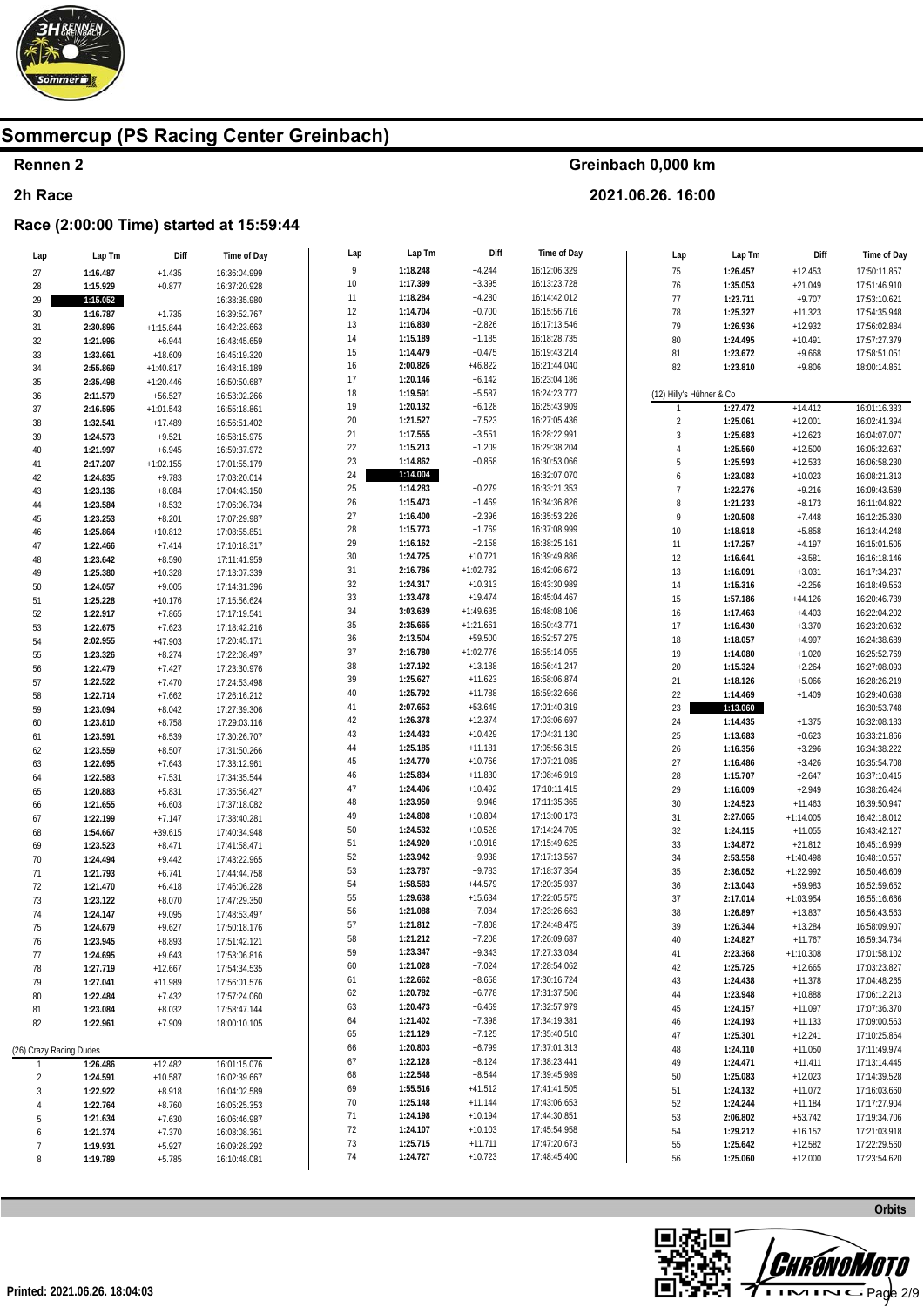# Sommercup (PS Racing Center Greinbach)

## Rennen 2

Greinbach 0,000 km

## 2h Race

2021.06.26. 16:00

### Race (2:00:00 Time) started at 15:59:44

| Lap | Lap Tm | Diff | Time of Day |
|---|---|---|---|
| 27 | 1:16.487 | +1.435 | 16:36:04.999 |
| 28 | 1:15.929 | +0.877 | 16:37:20.928 |
| 29 | 1:15.052 | | 16:38:35.980 |
| 30 | 1:16.787 | +1.735 | 16:39:52.767 |
| 31 | 2:30.896 | +1:15.844 | 16:42:23.663 |
| 32 | 1:21.996 | +6.944 | 16:43:45.659 |
| 33 | 1:33.661 | +18.609 | 16:45:19.320 |
| 34 | 2:55.869 | +1:40.817 | 16:48:15.189 |
| 35 | 2:35.498 | +1:20.446 | 16:50:50.687 |
| 36 | 2:11.579 | +56.527 | 16:53:02.266 |
| 37 | 2:16.595 | +1:01.543 | 16:55:18.861 |
| 38 | 1:32.541 | +17.489 | 16:56:51.402 |
| 39 | 1:24.573 | +9.521 | 16:58:15.975 |
| 40 | 1:21.997 | +6.945 | 16:59:37.972 |
| 41 | 2:17.207 | +1:02.155 | 17:01:55.179 |
| 42 | 1:24.835 | +9.783 | 17:03:20.014 |
| 43 | 1:23.136 | +8.084 | 17:04:43.150 |
| 44 | 1:23.584 | +8.532 | 17:06:06.734 |
| 45 | 1:23.253 | +8.201 | 17:07:29.987 |
| 46 | 1:25.864 | +10.812 | 17:08:55.851 |
| 47 | 1:22.466 | +7.414 | 17:10:18.317 |
| 48 | 1:23.642 | +8.590 | 17:11:41.959 |
| 49 | 1:25.380 | +10.328 | 17:13:07.339 |
| 50 | 1:24.057 | +9.005 | 17:14:31.396 |
| 51 | 1:25.228 | +10.176 | 17:15:56.624 |
| 52 | 1:22.917 | +7.865 | 17:17:19.541 |
| 53 | 1:22.675 | +7.623 | 17:18:42.216 |
| 54 | 2:02.955 | +47.903 | 17:20:45.171 |
| 55 | 1:23.326 | +8.274 | 17:22:08.497 |
| 56 | 1:22.479 | +7.427 | 17:23:30.976 |
| 57 | 1:22.522 | +7.470 | 17:24:53.498 |
| 58 | 1:22.714 | +7.662 | 17:26:16.212 |
| 59 | 1:23.094 | +8.042 | 17:27:39.306 |
| 60 | 1:23.810 | +8.758 | 17:29:03.116 |
| 61 | 1:23.591 | +8.539 | 17:30:26.707 |
| 62 | 1:23.559 | +8.507 | 17:31:50.266 |
| 63 | 1:22.695 | +7.643 | 17:33:12.961 |
| 64 | 1:22.583 | +7.531 | 17:34:35.544 |
| 65 | 1:20.883 | +5.831 | 17:35:56.427 |
| 66 | 1:21.655 | +6.603 | 17:37:18.082 |
| 67 | 1:22.199 | +7.147 | 17:38:40.281 |
| 68 | 1:54.667 | +39.615 | 17:40:34.948 |
| 69 | 1:23.523 | +8.471 | 17:41:58.471 |
| 70 | 1:24.494 | +9.442 | 17:43:22.965 |
| 71 | 1:21.793 | +6.741 | 17:44:44.758 |
| 72 | 1:21.470 | +6.418 | 17:46:06.228 |
| 73 | 1:23.122 | +8.070 | 17:47:29.350 |
| 74 | 1:24.147 | +9.095 | 17:48:53.497 |
| 75 | 1:24.679 | +9.627 | 17:50:18.176 |
| 76 | 1:23.945 | +8.893 | 17:51:42.121 |
| 77 | 1:24.695 | +9.643 | 17:53:06.816 |
| 78 | 1:27.719 | +12.667 | 17:54:34.535 |
| 79 | 1:27.041 | +11.989 | 17:56:01.576 |
| 80 | 1:22.484 | +7.432 | 17:57:24.060 |
| 81 | 1:23.084 | +8.032 | 17:58:47.144 |
| 82 | 1:22.961 | +7.909 | 18:00:10.105 |

(26) Crazy Racing Dudes

| Lap | Lap Tm | Diff | Time of Day |
|---|---|---|---|
| 1 | 1:26.486 | +12.482 | 16:01:15.076 |
| 2 | 1:24.591 | +10.587 | 16:02:39.667 |
| 3 | 1:22.922 | +8.918 | 16:04:02.589 |
| 4 | 1:22.764 | +8.760 | 16:05:25.353 |
| 5 | 1:21.634 | +7.630 | 16:06:46.987 |
| 6 | 1:21.374 | +7.370 | 16:08:08.361 |
| 7 | 1:19.931 | +5.927 | 16:09:28.292 |
| 8 | 1:19.789 | +5.785 | 16:10:48.081 |
| 9 | 1:18.248 | +4.244 | 16:12:06.329 |
| 10 | 1:17.399 | +3.395 | 16:13:23.728 |
| 11 | 1:18.284 | +4.280 | 16:14:42.012 |
| 12 | 1:14.704 | +0.700 | 16:15:56.716 |
| 13 | 1:16.830 | +2.826 | 16:17:13.546 |
| 14 | 1:15.189 | +1.185 | 16:18:28.735 |
| 15 | 1:14.479 | +0.475 | 16:19:43.214 |
| 16 | 2:00.826 | +46.822 | 16:21:44.040 |
| 17 | 1:20.146 | +6.142 | 16:23:04.186 |
| 18 | 1:19.591 | +5.587 | 16:24:23.777 |
| 19 | 1:20.132 | +6.128 | 16:25:43.909 |
| 20 | 1:21.527 | +7.523 | 16:27:05.436 |
| 21 | 1:17.555 | +3.551 | 16:28:22.991 |
| 22 | 1:15.213 | +1.209 | 16:29:38.204 |
| 23 | 1:14.862 | +0.858 | 16:30:53.066 |
| 24 | 1:14.004 | | 16:32:07.070 |
| 25 | 1:14.283 | +0.279 | 16:33:21.353 |
| 26 | 1:15.473 | +1.469 | 16:34:36.826 |
| 27 | 1:16.400 | +2.396 | 16:35:53.226 |
| 28 | 1:15.773 | +1.769 | 16:37:08.999 |
| 29 | 1:16.162 | +2.158 | 16:38:25.161 |
| 30 | 1:24.725 | +10.721 | 16:39:49.886 |
| 31 | 2:16.786 | +1:02.782 | 16:42:06.672 |
| 32 | 1:24.317 | +10.313 | 16:43:30.989 |
| 33 | 1:33.478 | +19.474 | 16:45:04.467 |
| 34 | 3:03.639 | +1:49.635 | 16:48:08.106 |
| 35 | 2:35.665 | +1:21.661 | 16:50:43.771 |
| 36 | 2:13.504 | +59.500 | 16:52:57.275 |
| 37 | 2:16.780 | +1:02.776 | 16:55:14.055 |
| 38 | 1:27.192 | +13.188 | 16:56:41.247 |
| 39 | 1:25.627 | +11.623 | 16:58:06.874 |
| 40 | 1:25.792 | +11.788 | 16:59:32.666 |
| 41 | 2:07.653 | +53.649 | 17:01:40.319 |
| 42 | 1:26.378 | +12.374 | 17:03:06.697 |
| 43 | 1:24.433 | +10.429 | 17:04:31.130 |
| 44 | 1:25.185 | +11.181 | 17:05:56.315 |
| 45 | 1:24.770 | +10.766 | 17:07:21.085 |
| 46 | 1:25.834 | +11.830 | 17:08:46.919 |
| 47 | 1:24.496 | +10.492 | 17:10:11.415 |
| 48 | 1:23.950 | +9.946 | 17:11:35.365 |
| 49 | 1:24.808 | +10.804 | 17:13:00.173 |
| 50 | 1:24.532 | +10.528 | 17:14:24.705 |
| 51 | 1:24.920 | +10.916 | 17:15:49.625 |
| 52 | 1:23.942 | +9.938 | 17:17:13.567 |
| 53 | 1:23.787 | +9.783 | 17:18:37.354 |
| 54 | 1:58.583 | +44.579 | 17:20:35.937 |
| 55 | 1:29.638 | +15.634 | 17:22:05.575 |
| 56 | 1:21.088 | +7.084 | 17:23:26.663 |
| 57 | 1:21.812 | +7.808 | 17:24:48.475 |
| 58 | 1:21.212 | +7.208 | 17:26:09.687 |
| 59 | 1:23.347 | +9.343 | 17:27:33.034 |
| 60 | 1:21.028 | +7.024 | 17:28:54.062 |
| 61 | 1:22.662 | +8.658 | 17:30:16.724 |
| 62 | 1:20.782 | +6.778 | 17:31:37.506 |
| 63 | 1:20.473 | +6.469 | 17:32:57.979 |
| 64 | 1:21.402 | +7.398 | 17:34:19.381 |
| 65 | 1:21.129 | +7.125 | 17:35:40.510 |
| 66 | 1:20.803 | +6.799 | 17:37:01.313 |
| 67 | 1:22.128 | +8.124 | 17:38:23.441 |
| 68 | 1:22.548 | +8.544 | 17:39:45.989 |
| 69 | 1:55.516 | +41.512 | 17:41:41.505 |
| 70 | 1:25.148 | +11.144 | 17:43:06.653 |
| 71 | 1:24.198 | +10.194 | 17:44:30.851 |
| 72 | 1:24.107 | +10.103 | 17:45:54.958 |
| 73 | 1:25.715 | +11.711 | 17:47:20.673 |
| 74 | 1:24.727 | +10.723 | 17:48:45.400 |
| 75 | 1:26.457 | +12.453 | 17:50:11.857 |
| 76 | 1:35.053 | +21.049 | 17:51:46.910 |
| 77 | 1:23.711 | +9.707 | 17:53:10.621 |
| 78 | 1:25.327 | +11.323 | 17:54:35.948 |
| 79 | 1:26.936 | +12.932 | 17:56:02.884 |
| 80 | 1:24.495 | +10.491 | 17:57:27.379 |
| 81 | 1:23.672 | +9.668 | 17:58:51.051 |
| 82 | 1:23.810 | +9.806 | 18:00:14.861 |

(12) Hilly's Hühner & Co

| Lap | Lap Tm | Diff | Time of Day |
|---|---|---|---|
| 1 | 1:27.472 | +14.412 | 16:01:16.333 |
| 2 | 1:25.061 | +12.001 | 16:02:41.394 |
| 3 | 1:25.683 | +12.623 | 16:04:07.077 |
| 4 | 1:25.560 | +12.500 | 16:05:32.637 |
| 5 | 1:25.593 | +12.533 | 16:06:58.230 |
| 6 | 1:23.083 | +10.023 | 16:08:21.313 |
| 7 | 1:22.276 | +9.216 | 16:09:43.589 |
| 8 | 1:21.233 | +8.173 | 16:11:04.822 |
| 9 | 1:20.508 | +7.448 | 16:12:25.330 |
| 10 | 1:18.918 | +5.858 | 16:13:44.248 |
| 11 | 1:17.257 | +4.197 | 16:15:01.505 |
| 12 | 1:16.641 | +3.581 | 16:16:18.146 |
| 13 | 1:16.091 | +3.031 | 16:17:34.237 |
| 14 | 1:15.316 | +2.256 | 16:18:49.553 |
| 15 | 1:57.186 | +44.126 | 16:20:46.739 |
| 16 | 1:17.463 | +4.403 | 16:22:04.202 |
| 17 | 1:16.430 | +3.370 | 16:23:20.632 |
| 18 | 1:18.057 | +4.997 | 16:24:38.689 |
| 19 | 1:14.080 | +1.020 | 16:25:52.769 |
| 20 | 1:15.324 | +2.264 | 16:27:08.093 |
| 21 | 1:18.126 | +5.066 | 16:28:26.219 |
| 22 | 1:14.469 | +1.409 | 16:29:40.688 |
| 23 | 1:13.060 | | 16:30:53.748 |
| 24 | 1:14.435 | +1.375 | 16:32:08.183 |
| 25 | 1:13.683 | +0.623 | 16:33:21.866 |
| 26 | 1:16.356 | +3.296 | 16:34:38.222 |
| 27 | 1:16.486 | +3.426 | 16:35:54.708 |
| 28 | 1:15.707 | +2.647 | 16:37:10.415 |
| 29 | 1:16.009 | +2.949 | 16:38:26.424 |
| 30 | 1:24.523 | +11.463 | 16:39:50.947 |
| 31 | 2:27.065 | +1:14.005 | 16:42:18.012 |
| 32 | 1:24.115 | +11.055 | 16:43:42.127 |
| 33 | 1:34.872 | +21.812 | 16:45:16.999 |
| 34 | 2:53.558 | +1:40.498 | 16:48:10.557 |
| 35 | 2:36.052 | +1:22.992 | 16:50:46.609 |
| 36 | 2:13.043 | +59.983 | 16:52:59.652 |
| 37 | 2:17.014 | +1:03.954 | 16:55:16.666 |
| 38 | 1:26.897 | +13.837 | 16:56:43.563 |
| 39 | 1:26.344 | +13.284 | 16:58:09.907 |
| 40 | 1:24.827 | +11.767 | 16:59:34.734 |
| 41 | 2:23.368 | +1:10.308 | 17:01:58.102 |
| 42 | 1:25.725 | +12.665 | 17:03:23.827 |
| 43 | 1:24.438 | +11.378 | 17:04:48.265 |
| 44 | 1:23.948 | +10.888 | 17:06:12.213 |
| 45 | 1:24.157 | +11.097 | 17:07:36.370 |
| 46 | 1:24.193 | +11.133 | 17:09:00.563 |
| 47 | 1:25.301 | +12.241 | 17:10:25.864 |
| 48 | 1:24.110 | +11.050 | 17:11:49.974 |
| 49 | 1:24.471 | +11.411 | 17:13:14.445 |
| 50 | 1:25.083 | +12.023 | 17:14:39.528 |
| 51 | 1:24.132 | +11.072 | 17:16:03.660 |
| 52 | 1:24.244 | +11.184 | 17:17:27.904 |
| 53 | 2:06.802 | +53.742 | 17:19:34.706 |
| 54 | 1:29.212 | +16.152 | 17:21:03.918 |
| 55 | 1:25.642 | +12.582 | 17:22:29.560 |
| 56 | 1:25.060 | +12.000 | 17:23:54.620 |

Orbits

Printed: 2021.06.26. 18:04:03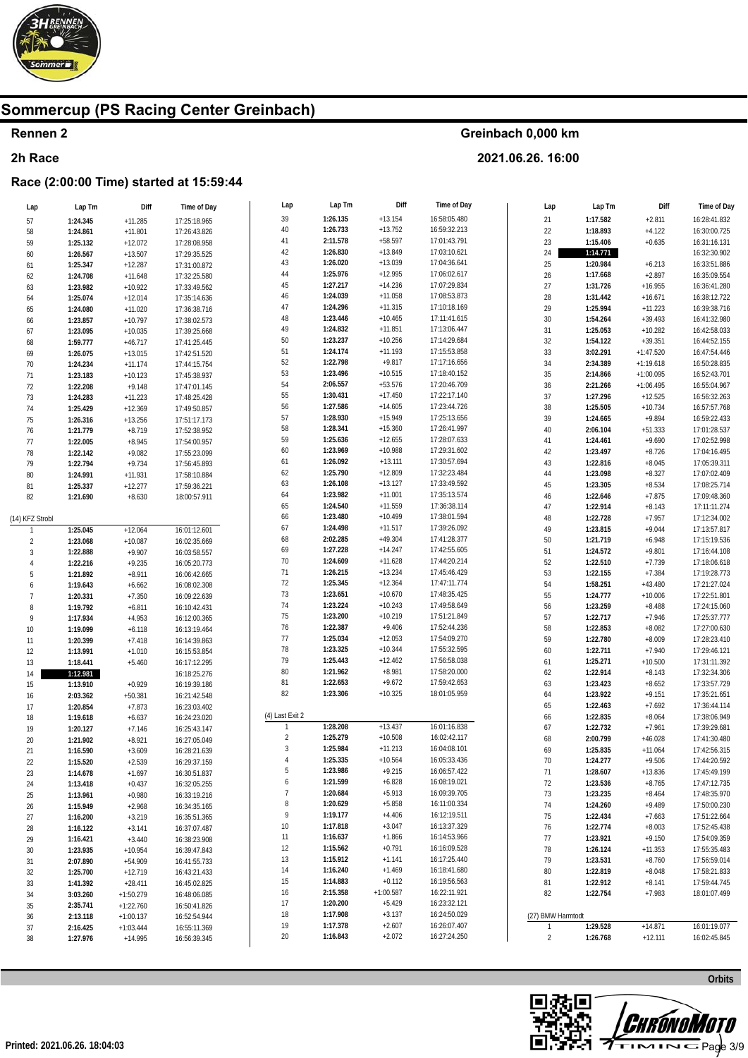# Sommercup (PS Racing Center Greinbach)

## Rennen 2

Greinbach 0,000 km

## 2h Race

2021.06.26. 16:00

### Race (2:00:00 Time) started at 15:59:44

| Lap | Lap Tm | Diff | Time of Day |
|---|---|---|---|
| 57 | 1:24.345 | +11.285 | 17:25:18.965 |
| 58 | 1:24.861 | +11.801 | 17:26:43.826 |
| 59 | 1:25.132 | +12.072 | 17:28:08.958 |
| 60 | 1:26.567 | +13.507 | 17:29:35.525 |
| 61 | 1:25.347 | +12.287 | 17:31:00.872 |
| 62 | 1:24.708 | +11.648 | 17:32:25.580 |
| 63 | 1:23.982 | +10.922 | 17:33:49.562 |
| 64 | 1:25.074 | +12.014 | 17:35:14.636 |
| 65 | 1:24.080 | +11.020 | 17:36:38.716 |
| 66 | 1:23.857 | +10.797 | 17:38:02.573 |
| 67 | 1:23.095 | +10.035 | 17:39:25.668 |
| 68 | 1:59.777 | +46.717 | 17:41:25.445 |
| 69 | 1:26.075 | +13.015 | 17:42:51.520 |
| 70 | 1:24.234 | +11.174 | 17:44:15.754 |
| 71 | 1:23.183 | +10.123 | 17:45:38.937 |
| 72 | 1:22.208 | +9.148 | 17:47:01.145 |
| 73 | 1:24.283 | +11.223 | 17:48:25.428 |
| 74 | 1:25.429 | +12.369 | 17:49:50.857 |
| 75 | 1:26.316 | +13.256 | 17:51:17.173 |
| 76 | 1:21.779 | +8.719 | 17:52:38.952 |
| 77 | 1:22.005 | +8.945 | 17:54:00.957 |
| 78 | 1:22.142 | +9.082 | 17:55:23.099 |
| 79 | 1:22.794 | +9.734 | 17:56:45.893 |
| 80 | 1:24.991 | +11.931 | 17:58:10.884 |
| 81 | 1:25.337 | +12.277 | 17:59:36.221 |
| 82 | 1:21.690 | +8.630 | 18:00:57.911 |

(14) KFZ Strobl

| Lap | Lap Tm | Diff | Time of Day |
|---|---|---|---|
| 1 | 1:25.045 | +12.064 | 16:01:12.601 |
| 2 | 1:23.068 | +10.087 | 16:02:35.669 |
| 3 | 1:22.888 | +9.907 | 16:03:58.557 |
| 4 | 1:22.216 | +9.235 | 16:05:20.773 |
| 5 | 1:21.892 | +8.911 | 16:06:42.665 |
| 6 | 1:19.643 | +6.662 | 16:08:02.308 |
| 7 | 1:20.331 | +7.350 | 16:09:22.639 |
| 8 | 1:19.792 | +6.811 | 16:10:42.431 |
| 9 | 1:17.934 | +4.953 | 16:12:00.365 |
| 10 | 1:19.099 | +6.118 | 16:13:19.464 |
| 11 | 1:20.399 | +7.418 | 16:14:39.863 |
| 12 | 1:13.991 | +1.010 | 16:15:53.854 |
| 13 | 1:18.441 | +5.460 | 16:17:12.295 |
| 14 | 1:12.981 | | 16:18:25.276 |
| 15 | 1:13.910 | +0.929 | 16:19:39.186 |
| 16 | 2:03.362 | +50.381 | 16:21:42.548 |
| 17 | 1:20.854 | +7.873 | 16:23:03.402 |
| 18 | 1:19.618 | +6.637 | 16:24:23.020 |
| 19 | 1:20.127 | +7.146 | 16:25:43.147 |
| 20 | 1:21.902 | +8.921 | 16:27:05.049 |
| 21 | 1:16.590 | +3.609 | 16:28:21.639 |
| 22 | 1:15.520 | +2.539 | 16:29:37.159 |
| 23 | 1:14.678 | +1.697 | 16:30:51.837 |
| 24 | 1:13.418 | +0.437 | 16:32:05.255 |
| 25 | 1:13.961 | +0.980 | 16:33:19.216 |
| 26 | 1:15.949 | +2.968 | 16:34:35.165 |
| 27 | 1:16.200 | +3.219 | 16:35:51.365 |
| 28 | 1:16.122 | +3.141 | 16:37:07.487 |
| 29 | 1:16.421 | +3.440 | 16:38:23.908 |
| 30 | 1:23.935 | +10.954 | 16:39:47.843 |
| 31 | 2:07.890 | +54.909 | 16:41:55.733 |
| 32 | 1:25.700 | +12.719 | 16:43:21.433 |
| 33 | 1:41.392 | +28.411 | 16:45:02.825 |
| 34 | 3:03.260 | +1:50.279 | 16:48:06.085 |
| 35 | 2:35.741 | +1:22.760 | 16:50:41.826 |
| 36 | 2:13.118 | +1:00.137 | 16:52:54.944 |
| 37 | 2:16.425 | +1:03.444 | 16:55:11.369 |
| 38 | 1:27.976 | +14.995 | 16:56:39.345 |
| 39 | 1:26.135 | +13.154 | 16:58:05.480 |
| 40 | 1:26.733 | +13.752 | 16:59:32.213 |
| 41 | 2:11.578 | +58.597 | 17:01:43.791 |
| 42 | 1:26.830 | +13.849 | 17:03:10.621 |
| 43 | 1:26.020 | +13.039 | 17:04:36.641 |
| 44 | 1:25.976 | +12.995 | 17:06:02.617 |
| 45 | 1:27.217 | +14.236 | 17:07:29.834 |
| 46 | 1:24.039 | +11.058 | 17:08:53.873 |
| 47 | 1:24.296 | +11.315 | 17:10:18.169 |
| 48 | 1:23.446 | +10.465 | 17:11:41.615 |
| 49 | 1:24.832 | +11.851 | 17:13:06.447 |
| 50 | 1:23.237 | +10.256 | 17:14:29.684 |
| 51 | 1:24.174 | +11.193 | 17:15:53.858 |
| 52 | 1:22.798 | +9.817 | 17:17:16.656 |
| 53 | 1:23.496 | +10.515 | 17:18:40.152 |
| 54 | 2:06.557 | +53.576 | 17:20:46.709 |
| 55 | 1:30.431 | +17.450 | 17:22:17.140 |
| 56 | 1:27.586 | +14.605 | 17:23:44.726 |
| 57 | 1:28.930 | +15.949 | 17:25:13.656 |
| 58 | 1:28.341 | +15.360 | 17:26:41.997 |
| 59 | 1:25.636 | +12.655 | 17:28:07.633 |
| 60 | 1:23.969 | +10.988 | 17:29:31.602 |
| 61 | 1:26.092 | +13.111 | 17:30:57.694 |
| 62 | 1:25.790 | +12.809 | 17:32:23.484 |
| 63 | 1:26.108 | +13.127 | 17:33:49.592 |
| 64 | 1:23.982 | +11.001 | 17:35:13.574 |
| 65 | 1:24.540 | +11.559 | 17:36:38.114 |
| 66 | 1:23.480 | +10.499 | 17:38:01.594 |
| 67 | 1:24.498 | +11.517 | 17:39:26.092 |
| 68 | 2:02.285 | +49.304 | 17:41:28.377 |
| 69 | 1:27.228 | +14.247 | 17:42:55.605 |
| 70 | 1:24.609 | +11.628 | 17:44:20.214 |
| 71 | 1:26.215 | +13.234 | 17:45:46.429 |
| 72 | 1:25.345 | +12.364 | 17:47:11.774 |
| 73 | 1:23.651 | +10.670 | 17:48:35.425 |
| 74 | 1:23.224 | +10.243 | 17:49:58.649 |
| 75 | 1:23.200 | +10.219 | 17:51:21.849 |
| 76 | 1:22.387 | +9.406 | 17:52:44.236 |
| 77 | 1:25.034 | +12.053 | 17:54:09.270 |
| 78 | 1:23.325 | +10.344 | 17:55:32.595 |
| 79 | 1:25.443 | +12.462 | 17:56:58.038 |
| 80 | 1:21.962 | +8.981 | 17:58:20.000 |
| 81 | 1:22.653 | +9.672 | 17:59:42.653 |
| 82 | 1:23.306 | +10.325 | 18:01:05.959 |

(4) Last Exit 2

| Lap | Lap Tm | Diff | Time of Day |
|---|---|---|---|
| 1 | 1:28.208 | +13.437 | 16:01:16.838 |
| 2 | 1:25.279 | +10.508 | 16:02:42.117 |
| 3 | 1:25.984 | +11.213 | 16:04:08.101 |
| 4 | 1:25.335 | +10.564 | 16:05:33.436 |
| 5 | 1:23.986 | +9.215 | 16:06:57.422 |
| 6 | 1:21.599 | +6.828 | 16:08:19.021 |
| 7 | 1:20.684 | +5.913 | 16:09:39.705 |
| 8 | 1:20.629 | +5.858 | 16:11:00.334 |
| 9 | 1:19.177 | +4.406 | 16:12:19.511 |
| 10 | 1:17.818 | +3.047 | 16:13:37.329 |
| 11 | 1:16.637 | +1.866 | 16:14:53.966 |
| 12 | 1:15.562 | +0.791 | 16:16:09.528 |
| 13 | 1:15.912 | +1.141 | 16:17:25.440 |
| 14 | 1:16.240 | +1.469 | 16:18:41.680 |
| 15 | 1:14.883 | +0.112 | 16:19:56.563 |
| 16 | 2:15.358 | +1:00.587 | 16:22:11.921 |
| 17 | 1:20.200 | +5.429 | 16:23:32.121 |
| 18 | 1:17.908 | +3.137 | 16:24:50.029 |
| 19 | 1:17.378 | +2.607 | 16:26:07.407 |
| 20 | 1:16.843 | +2.072 | 16:27:24.250 |
| 21 | 1:17.582 | +2.811 | 16:28:41.832 |
| 22 | 1:18.893 | +4.122 | 16:30:00.725 |
| 23 | 1:15.406 | +0.635 | 16:31:16.131 |
| 24 | 1:14.771 | | 16:32:30.902 |
| 25 | 1:20.984 | +6.213 | 16:33:51.886 |
| 26 | 1:17.668 | +2.897 | 16:35:09.554 |
| 27 | 1:31.726 | +16.955 | 16:36:41.280 |
| 28 | 1:31.442 | +16.671 | 16:38:12.722 |
| 29 | 1:25.994 | +11.223 | 16:39:38.716 |
| 30 | 1:54.264 | +39.493 | 16:41:32.980 |
| 31 | 1:25.053 | +10.282 | 16:42:58.033 |
| 32 | 1:54.122 | +39.351 | 16:44:52.155 |
| 33 | 3:02.291 | +1:47.520 | 16:47:54.446 |
| 34 | 2:34.389 | +1:19.618 | 16:50:28.835 |
| 35 | 2:14.866 | +1:00.095 | 16:52:43.701 |
| 36 | 2:21.266 | +1:06.495 | 16:55:04.967 |
| 37 | 1:27.296 | +12.525 | 16:56:32.263 |
| 38 | 1:25.505 | +10.734 | 16:57:57.768 |
| 39 | 1:24.665 | +9.894 | 16:59:22.433 |
| 40 | 2:06.104 | +51.333 | 17:01:28.537 |
| 41 | 1:24.461 | +9.690 | 17:02:52.998 |
| 42 | 1:23.497 | +8.726 | 17:04:16.495 |
| 43 | 1:22.816 | +8.045 | 17:05:39.311 |
| 44 | 1:23.098 | +8.327 | 17:07:02.409 |
| 45 | 1:23.305 | +8.534 | 17:08:25.714 |
| 46 | 1:22.646 | +7.875 | 17:09:48.360 |
| 47 | 1:22.914 | +8.143 | 17:11:11.274 |
| 48 | 1:22.728 | +7.957 | 17:12:34.002 |
| 49 | 1:23.815 | +9.044 | 17:13:57.817 |
| 50 | 1:21.719 | +6.948 | 17:15:19.536 |
| 51 | 1:24.572 | +9.801 | 17:16:44.108 |
| 52 | 1:22.510 | +7.739 | 17:18:06.618 |
| 53 | 1:22.155 | +7.384 | 17:19:28.773 |
| 54 | 1:58.251 | +43.480 | 17:21:27.024 |
| 55 | 1:24.777 | +10.006 | 17:22:51.801 |
| 56 | 1:23.259 | +8.488 | 17:24:15.060 |
| 57 | 1:22.717 | +7.946 | 17:25:37.777 |
| 58 | 1:22.853 | +8.082 | 17:27:00.630 |
| 59 | 1:22.780 | +8.009 | 17:28:23.410 |
| 60 | 1:22.711 | +7.940 | 17:29:46.121 |
| 61 | 1:25.271 | +10.500 | 17:31:11.392 |
| 62 | 1:22.914 | +8.143 | 17:32:34.306 |
| 63 | 1:23.423 | +8.652 | 17:33:57.729 |
| 64 | 1:23.922 | +9.151 | 17:35:21.651 |
| 65 | 1:22.463 | +7.692 | 17:36:44.114 |
| 66 | 1:22.835 | +8.064 | 17:38:06.949 |
| 67 | 1:22.732 | +7.961 | 17:39:29.681 |
| 68 | 2:00.799 | +46.028 | 17:41:30.480 |
| 69 | 1:25.835 | +11.064 | 17:42:56.315 |
| 70 | 1:24.277 | +9.506 | 17:44:20.592 |
| 71 | 1:28.607 | +13.836 | 17:45:49.199 |
| 72 | 1:23.536 | +8.765 | 17:47:12.735 |
| 73 | 1:23.235 | +8.464 | 17:48:35.970 |
| 74 | 1:24.260 | +9.489 | 17:50:00.230 |
| 75 | 1:22.434 | +7.663 | 17:51:22.664 |
| 76 | 1:22.774 | +8.003 | 17:52:45.438 |
| 77 | 1:23.921 | +9.150 | 17:54:09.359 |
| 78 | 1:26.124 | +11.353 | 17:55:35.483 |
| 79 | 1:23.531 | +8.760 | 17:56:59.014 |
| 80 | 1:22.819 | +8.048 | 17:58:21.833 |
| 81 | 1:22.912 | +8.141 | 17:59:44.745 |
| 82 | 1:22.754 | +7.983 | 18:01:07.499 |

(27) BMW Harmtodt

| Lap | Lap Tm | Diff | Time of Day |
|---|---|---|---|
| 1 | 1:29.528 | +14.871 | 16:01:19.077 |
| 2 | 1:26.768 | +12.111 | 16:02:45.845 |

Orbits

Printed: 2021.06.26. 18:04:03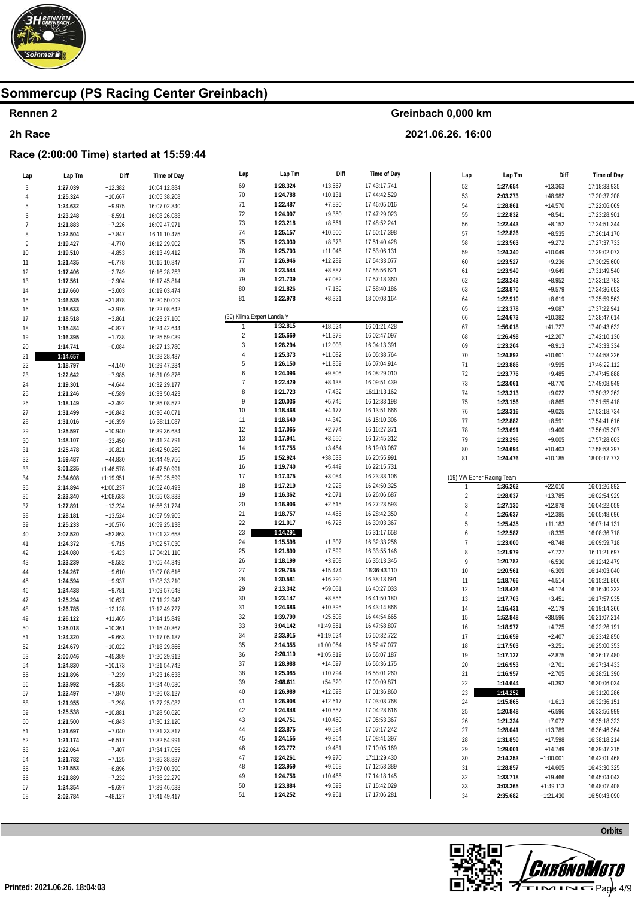# Sommercup (PS Racing Center Greinbach)

**Rennen 2** — **Greinbach 0,000 km**

**2h Race** — **2021.06.26. 16:00**

**Race (2:00:00 Time) started at 15:59:44**

| Lap | Lap Tm | Diff | Time of Day |
|---|---|---|---|
| 3 | 1:27.039 | +12.382 | 16:04:12.884 |
| 4 | 1:25.324 | +10.667 | 16:05:38.208 |
| 5 | 1:24.632 | +9.975 | 16:07:02.840 |
| 6 | 1:23.248 | +8.591 | 16:08:26.088 |
| 7 | 1:21.883 | +7.226 | 16:09:47.971 |
| 8 | 1:22.504 | +7.847 | 16:11:10.475 |
| 9 | 1:19.427 | +4.770 | 16:12:29.902 |
| 10 | 1:19.510 | +4.853 | 16:13:49.412 |
| 11 | 1:21.435 | +6.778 | 16:15:10.847 |
| 12 | 1:17.406 | +2.749 | 16:16:28.253 |
| 13 | 1:17.561 | +2.904 | 16:17:45.814 |
| 14 | 1:17.660 | +3.003 | 16:19:03.474 |
| 15 | 1:46.535 | +31.878 | 16:20:50.009 |
| 16 | 1:18.633 | +3.976 | 16:22:08.642 |
| 17 | 1:18.518 | +3.861 | 16:23:27.160 |
| 18 | 1:15.484 | +0.827 | 16:24:42.644 |
| 19 | 1:16.395 | +1.738 | 16:25:59.039 |
| 20 | 1:14.741 | +0.084 | 16:27:13.780 |
| 21 | 1:14.657 | | 16:28:28.437 |
| 22 | 1:18.797 | +4.140 | 16:29:47.234 |
| 23 | 1:22.642 | +7.985 | 16:31:09.876 |
| 24 | 1:19.301 | +4.644 | 16:32:29.177 |
| 25 | 1:21.246 | +6.589 | 16:33:50.423 |
| 26 | 1:18.149 | +3.492 | 16:35:08.572 |
| 27 | 1:31.499 | +16.842 | 16:36:40.071 |
| 28 | 1:31.016 | +16.359 | 16:38:11.087 |
| 29 | 1:25.597 | +10.940 | 16:39:36.684 |
| 30 | 1:48.107 | +33.450 | 16:41:24.791 |
| 31 | 1:25.478 | +10.821 | 16:42:50.269 |
| 32 | 1:59.487 | +44.830 | 16:44:49.756 |
| 33 | 3:01.235 | +1:46.578 | 16:47:50.991 |
| 34 | 2:34.608 | +1:19.951 | 16:50:25.599 |
| 35 | 2:14.894 | +1:00.237 | 16:52:40.493 |
| 36 | 2:23.340 | +1:08.683 | 16:55:03.833 |
| 37 | 1:27.891 | +13.234 | 16:56:31.724 |
| 38 | 1:28.181 | +13.524 | 16:57:59.905 |
| 39 | 1:25.233 | +10.576 | 16:59:25.138 |
| 40 | 2:07.520 | +52.863 | 17:01:32.658 |
| 41 | 1:24.372 | +9.715 | 17:02:57.030 |
| 42 | 1:24.080 | +9.423 | 17:04:21.110 |
| 43 | 1:23.239 | +8.582 | 17:05:44.349 |
| 44 | 1:24.267 | +9.610 | 17:07:08.616 |
| 45 | 1:24.594 | +9.937 | 17:08:33.210 |
| 46 | 1:24.438 | +9.781 | 17:09:57.648 |
| 47 | 1:25.294 | +10.637 | 17:11:22.942 |
| 48 | 1:26.785 | +12.128 | 17:12:49.727 |
| 49 | 1:26.122 | +11.465 | 17:14:15.849 |
| 50 | 1:25.018 | +10.361 | 17:15:40.867 |
| 51 | 1:24.320 | +9.663 | 17:17:05.187 |
| 52 | 1:24.679 | +10.022 | 17:18:29.866 |
| 53 | 2:00.046 | +45.389 | 17:20:29.912 |
| 54 | 1:24.830 | +10.173 | 17:21:54.742 |
| 55 | 1:21.896 | +7.239 | 17:23:16.638 |
| 56 | 1:23.992 | +9.335 | 17:24:40.630 |
| 57 | 1:22.497 | +7.840 | 17:26:03.127 |
| 58 | 1:21.955 | +7.298 | 17:27:25.082 |
| 59 | 1:25.538 | +10.881 | 17:28:50.620 |
| 60 | 1:21.500 | +6.843 | 17:30:12.120 |
| 61 | 1:21.697 | +7.040 | 17:31:33.817 |
| 62 | 1:21.174 | +6.517 | 17:32:54.991 |
| 63 | 1:22.064 | +7.407 | 17:34:17.055 |
| 64 | 1:21.782 | +7.125 | 17:35:38.837 |
| 65 | 1:21.553 | +6.896 | 17:37:00.390 |
| 66 | 1:21.889 | +7.232 | 17:38:22.279 |
| 67 | 1:24.354 | +9.697 | 17:39:46.633 |
| 68 | 2:02.784 | +48.127 | 17:41:49.417 |
| 69 | 1:28.324 | +13.667 | 17:43:17.741 |
| 70 | 1:24.788 | +10.131 | 17:44:42.529 |
| 71 | 1:22.487 | +7.830 | 17:46:05.016 |
| 72 | 1:24.007 | +9.350 | 17:47:29.023 |
| 73 | 1:23.218 | +8.561 | 17:48:52.241 |
| 74 | 1:25.157 | +10.500 | 17:50:17.398 |
| 75 | 1:23.030 | +8.373 | 17:51:40.428 |
| 76 | 1:25.703 | +11.046 | 17:53:06.131 |
| 77 | 1:26.946 | +12.289 | 17:54:33.077 |
| 78 | 1:23.544 | +8.887 | 17:55:56.621 |
| 79 | 1:21.739 | +7.082 | 17:57:18.360 |
| 80 | 1:21.826 | +7.169 | 17:58:40.186 |
| 81 | 1:22.978 | +8.321 | 18:00:03.164 |

**(39) Klima Expert Lancia Y**

| Lap | Lap Tm | Diff | Time of Day |
|---|---|---|---|
| 1 | 1:32.815 | +18.524 | 16:01:21.428 |
| 2 | 1:25.669 | +11.378 | 16:02:47.097 |
| 3 | 1:26.294 | +12.003 | 16:04:13.391 |
| 4 | 1:25.373 | +11.082 | 16:05:38.764 |
| 5 | 1:26.150 | +11.859 | 16:07:04.914 |
| 6 | 1:24.096 | +9.805 | 16:08:29.010 |
| 7 | 1:22.429 | +8.138 | 16:09:51.439 |
| 8 | 1:21.723 | +7.432 | 16:11:13.162 |
| 9 | 1:20.036 | +5.745 | 16:12:33.198 |
| 10 | 1:18.468 | +4.177 | 16:13:51.666 |
| 11 | 1:18.640 | +4.349 | 16:15:10.306 |
| 12 | 1:17.065 | +2.774 | 16:16:27.371 |
| 13 | 1:17.941 | +3.650 | 16:17:45.312 |
| 14 | 1:17.755 | +3.464 | 16:19:03.067 |
| 15 | 1:52.924 | +38.633 | 16:20:55.991 |
| 16 | 1:19.740 | +5.449 | 16:22:15.731 |
| 17 | 1:17.375 | +3.084 | 16:23:33.106 |
| 18 | 1:17.219 | +2.928 | 16:24:50.325 |
| 19 | 1:16.362 | +2.071 | 16:26:06.687 |
| 20 | 1:16.906 | +2.615 | 16:27:23.593 |
| 21 | 1:18.757 | +4.466 | 16:28:42.350 |
| 22 | 1:21.017 | +6.726 | 16:30:03.367 |
| 23 | 1:14.291 | | 16:31:17.658 |
| 24 | 1:15.598 | +1.307 | 16:32:33.256 |
| 25 | 1:21.890 | +7.599 | 16:33:55.146 |
| 26 | 1:18.199 | +3.908 | 16:35:13.345 |
| 27 | 1:29.765 | +15.474 | 16:36:43.110 |
| 28 | 1:30.581 | +16.290 | 16:38:13.691 |
| 29 | 2:13.342 | +59.051 | 16:40:27.033 |
| 30 | 1:23.147 | +8.856 | 16:41:50.180 |
| 31 | 1:24.686 | +10.395 | 16:43:14.866 |
| 32 | 1:39.799 | +25.508 | 16:44:54.665 |
| 33 | 3:04.142 | +1:49.851 | 16:47:58.807 |
| 34 | 2:33.915 | +1:19.624 | 16:50:32.722 |
| 35 | 2:14.355 | +1:00.064 | 16:52:47.077 |
| 36 | 2:20.110 | +1:05.819 | 16:55:07.187 |
| 37 | 1:28.988 | +14.697 | 16:56:36.175 |
| 38 | 1:25.085 | +10.794 | 16:58:01.260 |
| 39 | 2:08.611 | +54.320 | 17:00:09.871 |
| 40 | 1:26.989 | +12.698 | 17:01:36.860 |
| 41 | 1:26.908 | +12.617 | 17:03:03.768 |
| 42 | 1:24.848 | +10.557 | 17:04:28.616 |
| 43 | 1:24.751 | +10.460 | 17:05:53.367 |
| 44 | 1:23.875 | +9.584 | 17:07:17.242 |
| 45 | 1:24.155 | +9.864 | 17:08:41.397 |
| 46 | 1:23.772 | +9.481 | 17:10:05.169 |
| 47 | 1:24.261 | +9.970 | 17:11:29.430 |
| 48 | 1:23.959 | +9.668 | 17:12:53.389 |
| 49 | 1:24.756 | +10.465 | 17:14:18.145 |
| 50 | 1:23.884 | +9.593 | 17:15:42.029 |
| 51 | 1:24.252 | +9.961 | 17:17:06.281 |
| 52 | 1:27.654 | +13.363 | 17:18:33.935 |
| 53 | 2:03.273 | +48.982 | 17:20:37.208 |
| 54 | 1:28.861 | +14.570 | 17:22:06.069 |
| 55 | 1:22.832 | +8.541 | 17:23:28.901 |
| 56 | 1:22.443 | +8.152 | 17:24:51.344 |
| 57 | 1:22.826 | +8.535 | 17:26:14.170 |
| 58 | 1:23.563 | +9.272 | 17:27:37.733 |
| 59 | 1:24.340 | +10.049 | 17:29:02.073 |
| 60 | 1:23.527 | +9.236 | 17:30:25.600 |
| 61 | 1:23.940 | +9.649 | 17:31:49.540 |
| 62 | 1:23.243 | +8.952 | 17:33:12.783 |
| 63 | 1:23.870 | +9.579 | 17:34:36.653 |
| 64 | 1:22.910 | +8.619 | 17:35:59.563 |
| 65 | 1:23.378 | +9.087 | 17:37:22.941 |
| 66 | 1:24.673 | +10.382 | 17:38:47.614 |
| 67 | 1:56.018 | +41.727 | 17:40:43.632 |
| 68 | 1:26.498 | +12.207 | 17:42:10.130 |
| 69 | 1:23.204 | +8.913 | 17:43:33.334 |
| 70 | 1:24.892 | +10.601 | 17:44:58.226 |
| 71 | 1:23.886 | +9.595 | 17:46:22.112 |
| 72 | 1:23.776 | +9.485 | 17:47:45.888 |
| 73 | 1:23.061 | +8.770 | 17:49:08.949 |
| 74 | 1:23.313 | +9.022 | 17:50:32.262 |
| 75 | 1:23.156 | +8.865 | 17:51:55.418 |
| 76 | 1:23.316 | +9.025 | 17:53:18.734 |
| 77 | 1:22.882 | +8.591 | 17:54:41.616 |
| 78 | 1:23.691 | +9.400 | 17:56:05.307 |
| 79 | 1:23.296 | +9.005 | 17:57:28.603 |
| 80 | 1:24.694 | +10.403 | 17:58:53.297 |
| 81 | 1:24.476 | +10.185 | 18:00:17.773 |

**(19) VW Ebner Racing Team**

| Lap | Lap Tm | Diff | Time of Day |
|---|---|---|---|
| 1 | 1:36.262 | +22.010 | 16:01:26.892 |
| 2 | 1:28.037 | +13.785 | 16:02:54.929 |
| 3 | 1:27.130 | +12.878 | 16:04:22.059 |
| 4 | 1:26.637 | +12.385 | 16:05:48.696 |
| 5 | 1:25.435 | +11.183 | 16:07:14.131 |
| 6 | 1:22.587 | +8.335 | 16:08:36.718 |
| 7 | 1:23.000 | +8.748 | 16:09:59.718 |
| 8 | 1:21.979 | +7.727 | 16:11:21.697 |
| 9 | 1:20.782 | +6.530 | 16:12:42.479 |
| 10 | 1:20.561 | +6.309 | 16:14:03.040 |
| 11 | 1:18.766 | +4.514 | 16:15:21.806 |
| 12 | 1:18.426 | +4.174 | 16:16:40.232 |
| 13 | 1:17.703 | +3.451 | 16:17:57.935 |
| 14 | 1:16.431 | +2.179 | 16:19:14.366 |
| 15 | 1:52.848 | +38.596 | 16:21:07.214 |
| 16 | 1:18.977 | +4.725 | 16:22:26.191 |
| 17 | 1:16.659 | +2.407 | 16:23:42.850 |
| 18 | 1:17.503 | +3.251 | 16:25:00.353 |
| 19 | 1:17.127 | +2.875 | 16:26:17.480 |
| 20 | 1:16.953 | +2.701 | 16:27:34.433 |
| 21 | 1:16.957 | +2.705 | 16:28:51.390 |
| 22 | 1:14.644 | +0.392 | 16:30:06.034 |
| 23 | 1:14.252 | | 16:31:20.286 |
| 24 | 1:15.865 | +1.613 | 16:32:36.151 |
| 25 | 1:20.848 | +6.596 | 16:33:56.999 |
| 26 | 1:21.324 | +7.072 | 16:35:18.323 |
| 27 | 1:28.041 | +13.789 | 16:36:46.364 |
| 28 | 1:31.850 | +17.598 | 16:38:18.214 |
| 29 | 1:29.001 | +14.749 | 16:39:47.215 |
| 30 | 2:14.253 | +1:00.001 | 16:42:01.468 |
| 31 | 1:28.857 | +14.605 | 16:43:30.325 |
| 32 | 1:33.718 | +19.466 | 16:45:04.043 |
| 33 | 3:03.365 | +1:49.113 | 16:48:07.408 |
| 34 | 2:35.682 | +1:21.430 | 16:50:43.090 |

Orbits

Printed: 2021.06.26. 18:04:03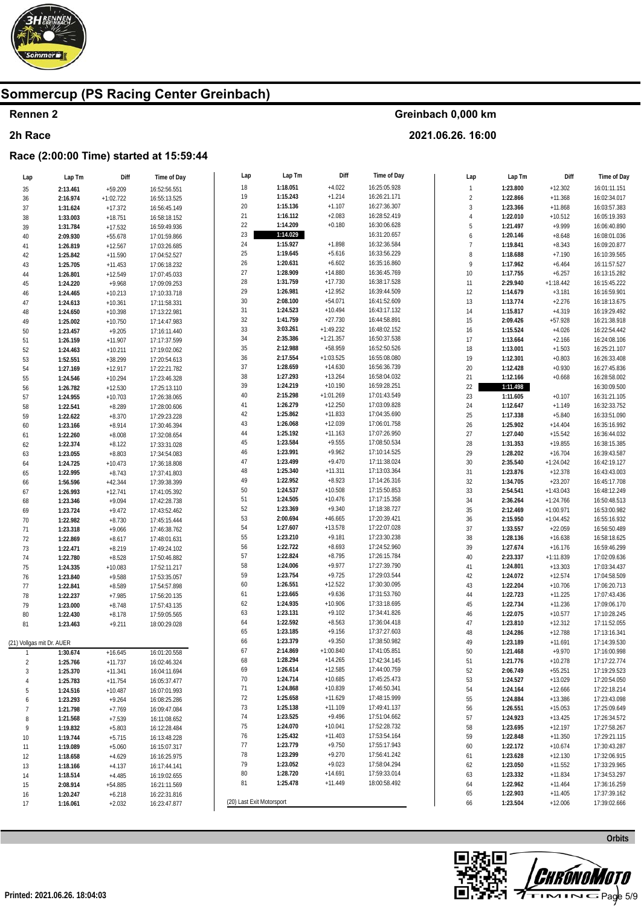# Sommercup (PS Racing Center Greinbach)

**Rennen 2** — **Greinbach 0,000 km**

**2h Race** — **2021.06.26. 16:00**

**Race (2:00:00 Time) started at 15:59:44**

| Lap | Lap Tm | Diff | Time of Day |
|---|---|---|---|
| 35 | 2:13.461 | +59.209 | 16:52:56.551 |
| 36 | 2:16.974 | +1:02.722 | 16:55:13.525 |
| 37 | 1:31.624 | +17.372 | 16:56:45.149 |
| 38 | 1:33.003 | +18.751 | 16:58:18.152 |
| 39 | 1:31.784 | +17.532 | 16:59:49.936 |
| 40 | 2:09.930 | +55.678 | 17:01:59.866 |
| 41 | 1:26.819 | +12.567 | 17:03:26.685 |
| 42 | 1:25.842 | +11.590 | 17:04:52.527 |
| 43 | 1:25.705 | +11.453 | 17:06:18.232 |
| 44 | 1:26.801 | +12.549 | 17:07:45.033 |
| 45 | 1:24.220 | +9.968 | 17:09:09.253 |
| 46 | 1:24.465 | +10.213 | 17:10:33.718 |
| 47 | 1:24.613 | +10.361 | 17:11:58.331 |
| 48 | 1:24.650 | +10.398 | 17:13:22.981 |
| 49 | 1:25.002 | +10.750 | 17:14:47.983 |
| 50 | 1:23.457 | +9.205 | 17:16:11.440 |
| 51 | 1:26.159 | +11.907 | 17:17:37.599 |
| 52 | 1:24.463 | +10.211 | 17:19:02.062 |
| 53 | 1:52.551 | +38.299 | 17:20:54.613 |
| 54 | 1:27.169 | +12.917 | 17:22:21.782 |
| 55 | 1:24.546 | +10.294 | 17:23:46.328 |
| 56 | 1:26.782 | +12.530 | 17:25:13.110 |
| 57 | 1:24.955 | +10.703 | 17:26:38.065 |
| 58 | 1:22.541 | +8.289 | 17:28:00.606 |
| 59 | 1:22.622 | +8.370 | 17:29:23.228 |
| 60 | 1:23.166 | +8.914 | 17:30:46.394 |
| 61 | 1:22.260 | +8.008 | 17:32:08.654 |
| 62 | 1:22.374 | +8.122 | 17:33:31.028 |
| 63 | 1:23.055 | +8.803 | 17:34:54.083 |
| 64 | 1:24.725 | +10.473 | 17:36:18.808 |
| 65 | 1:22.995 | +8.743 | 17:37:41.803 |
| 66 | 1:56.596 | +42.344 | 17:39:38.399 |
| 67 | 1:26.993 | +12.741 | 17:41:05.392 |
| 68 | 1:23.346 | +9.094 | 17:42:28.738 |
| 69 | 1:23.724 | +9.472 | 17:43:52.462 |
| 70 | 1:22.982 | +8.730 | 17:45:15.444 |
| 71 | 1:23.318 | +9.066 | 17:46:38.762 |
| 72 | 1:22.869 | +8.617 | 17:48:01.631 |
| 73 | 1:22.471 | +8.219 | 17:49:24.102 |
| 74 | 1:22.780 | +8.528 | 17:50:46.882 |
| 75 | 1:24.335 | +10.083 | 17:52:11.217 |
| 76 | 1:23.840 | +9.588 | 17:53:35.057 |
| 77 | 1:22.841 | +8.589 | 17:54:57.898 |
| 78 | 1:22.237 | +7.985 | 17:56:20.135 |
| 79 | 1:23.000 | +8.748 | 17:57:43.135 |
| 80 | 1:22.430 | +8.178 | 17:59:05.565 |
| 81 | 1:23.463 | +9.211 | 18:00:29.028 |

(21) Vollgas mit Dr. AUER

| Lap | Lap Tm | Diff | Time of Day |
|---|---|---|---|
| 1 | 1:30.674 | +16.645 | 16:01:20.558 |
| 2 | 1:25.766 | +11.737 | 16:02:46.324 |
| 3 | 1:25.370 | +11.341 | 16:04:11.694 |
| 4 | 1:25.783 | +11.754 | 16:05:37.477 |
| 5 | 1:24.516 | +10.487 | 16:07:01.993 |
| 6 | 1:23.293 | +9.264 | 16:08:25.286 |
| 7 | 1:21.798 | +7.769 | 16:09:47.084 |
| 8 | 1:21.568 | +7.539 | 16:11:08.652 |
| 9 | 1:19.832 | +5.803 | 16:12:28.484 |
| 10 | 1:19.744 | +5.715 | 16:13:48.228 |
| 11 | 1:19.089 | +5.060 | 16:15:07.317 |
| 12 | 1:18.658 | +4.629 | 16:16:25.975 |
| 13 | 1:18.166 | +4.137 | 16:17:44.141 |
| 14 | 1:18.514 | +4.485 | 16:19:02.655 |
| 15 | 2:08.914 | +54.885 | 16:21:11.569 |
| 16 | 1:20.247 | +6.218 | 16:22:31.816 |
| 17 | 1:16.061 | +2.032 | 16:23:47.877 |
| 18 | 1:18.051 | +4.022 | 16:25:05.928 |
| 19 | 1:15.243 | +1.214 | 16:26:21.171 |
| 20 | 1:15.136 | +1.107 | 16:27:36.307 |
| 21 | 1:16.112 | +2.083 | 16:28:52.419 |
| 22 | 1:14.209 | +0.180 | 16:30:06.628 |
| 23 | **1:14.029** | | 16:31:20.657 |
| 24 | 1:15.927 | +1.898 | 16:32:36.584 |
| 25 | 1:19.645 | +5.616 | 16:33:56.229 |
| 26 | 1:20.631 | +6.602 | 16:35:16.860 |
| 27 | 1:28.909 | +14.880 | 16:36:45.769 |
| 28 | 1:31.759 | +17.730 | 16:38:17.528 |
| 29 | 1:26.981 | +12.952 | 16:39:44.509 |
| 30 | 2:08.100 | +54.071 | 16:41:52.609 |
| 31 | 1:24.523 | +10.494 | 16:43:17.132 |
| 32 | 1:41.759 | +27.730 | 16:44:58.891 |
| 33 | 3:03.261 | +1:49.232 | 16:48:02.152 |
| 34 | 2:35.386 | +1:21.357 | 16:50:37.538 |
| 35 | 2:12.988 | +58.959 | 16:52:50.526 |
| 36 | 2:17.554 | +1:03.525 | 16:55:08.080 |
| 37 | 1:28.659 | +14.630 | 16:56:36.739 |
| 38 | 1:27.293 | +13.264 | 16:58:04.032 |
| 39 | 1:24.219 | +10.190 | 16:59:28.251 |
| 40 | 2:15.298 | +1:01.269 | 17:01:43.549 |
| 41 | 1:26.279 | +12.250 | 17:03:09.828 |
| 42 | 1:25.862 | +11.833 | 17:04:35.690 |
| 43 | 1:26.068 | +12.039 | 17:06:01.758 |
| 44 | 1:25.192 | +11.163 | 17:07:26.950 |
| 45 | 1:23.584 | +9.555 | 17:08:50.534 |
| 46 | 1:23.991 | +9.962 | 17:10:14.525 |
| 47 | 1:23.499 | +9.470 | 17:11:38.024 |
| 48 | 1:25.340 | +11.311 | 17:13:03.364 |
| 49 | 1:22.952 | +8.923 | 17:14:26.316 |
| 50 | 1:24.537 | +10.508 | 17:15:50.853 |
| 51 | 1:24.505 | +10.476 | 17:17:15.358 |
| 52 | 1:23.369 | +9.340 | 17:18:38.727 |
| 53 | 2:00.694 | +46.665 | 17:20:39.421 |
| 54 | 1:27.607 | +13.578 | 17:22:07.028 |
| 55 | 1:23.210 | +9.181 | 17:23:30.238 |
| 56 | 1:22.722 | +8.693 | 17:24:52.960 |
| 57 | 1:22.824 | +8.795 | 17:26:15.784 |
| 58 | 1:24.006 | +9.977 | 17:27:39.790 |
| 59 | 1:23.754 | +9.725 | 17:29:03.544 |
| 60 | 1:26.551 | +12.522 | 17:30:30.095 |
| 61 | 1:23.665 | +9.636 | 17:31:53.760 |
| 62 | 1:24.935 | +10.906 | 17:33:18.695 |
| 63 | 1:23.131 | +9.102 | 17:34:41.826 |
| 64 | 1:22.592 | +8.563 | 17:36:04.418 |
| 65 | 1:23.185 | +9.156 | 17:37:27.603 |
| 66 | 1:23.379 | +9.350 | 17:38:50.982 |
| 67 | 2:14.869 | +1:00.840 | 17:41:05.851 |
| 68 | 1:28.294 | +14.265 | 17:42:34.145 |
| 69 | 1:26.614 | +12.585 | 17:44:00.759 |
| 70 | 1:24.714 | +10.685 | 17:45:25.473 |
| 71 | 1:24.868 | +10.839 | 17:46:50.341 |
| 72 | 1:25.658 | +11.629 | 17:48:15.999 |
| 73 | 1:25.138 | +11.109 | 17:49:41.137 |
| 74 | 1:23.525 | +9.496 | 17:51:04.662 |
| 75 | 1:24.070 | +10.041 | 17:52:28.732 |
| 76 | 1:25.432 | +11.403 | 17:53:54.164 |
| 77 | 1:23.779 | +9.750 | 17:55:17.943 |
| 78 | 1:23.299 | +9.270 | 17:56:41.242 |
| 79 | 1:23.052 | +9.023 | 17:58:04.294 |
| 80 | 1:28.720 | +14.691 | 17:59:33.014 |
| 81 | 1:25.478 | +11.449 | 18:00:58.492 |

(20) Last Exit Motorsport

| Lap | Lap Tm | Diff | Time of Day |
|---|---|---|---|
| 1 | 1:23.800 | +12.302 | 16:01:11.151 |
| 2 | 1:22.866 | +11.368 | 16:02:34.017 |
| 3 | 1:23.366 | +11.868 | 16:03:57.383 |
| 4 | 1:22.010 | +10.512 | 16:05:19.393 |
| 5 | 1:21.497 | +9.999 | 16:06:40.890 |
| 6 | 1:20.146 | +8.648 | 16:08:01.036 |
| 7 | 1:19.841 | +8.343 | 16:09:20.877 |
| 8 | 1:18.688 | +7.190 | 16:10:39.565 |
| 9 | 1:17.962 | +6.464 | 16:11:57.527 |
| 10 | 1:17.755 | +6.257 | 16:13:15.282 |
| 11 | 2:29.940 | +1:18.442 | 16:15:45.222 |
| 12 | 1:14.679 | +3.181 | 16:16:59.901 |
| 13 | 1:13.774 | +2.276 | 16:18:13.675 |
| 14 | 1:15.817 | +4.319 | 16:19:29.492 |
| 15 | 2:09.426 | +57.928 | 16:21:38.918 |
| 16 | 1:15.524 | +4.026 | 16:22:54.442 |
| 17 | 1:13.664 | +2.166 | 16:24:08.106 |
| 18 | 1:13.001 | +1.503 | 16:25:21.107 |
| 19 | 1:12.301 | +0.803 | 16:26:33.408 |
| 20 | 1:12.428 | +0.930 | 16:27:45.836 |
| 21 | 1:12.166 | +0.668 | 16:28:58.002 |
| 22 | **1:11.498** | | 16:30:09.500 |
| 23 | 1:11.605 | +0.107 | 16:31:21.105 |
| 24 | 1:12.647 | +1.149 | 16:32:33.752 |
| 25 | 1:17.338 | +5.840 | 16:33:51.090 |
| 26 | 1:25.902 | +14.404 | 16:35:16.992 |
| 27 | 1:27.040 | +15.542 | 16:36:44.032 |
| 28 | 1:31.353 | +19.855 | 16:38:15.385 |
| 29 | 1:28.202 | +16.704 | 16:39:43.587 |
| 30 | 2:35.540 | +1:24.042 | 16:42:19.127 |
| 31 | 1:23.876 | +12.378 | 16:43:43.003 |
| 32 | 1:34.705 | +23.207 | 16:45:17.708 |
| 33 | 2:54.541 | +1:43.043 | 16:48:12.249 |
| 34 | 2:36.264 | +1:24.766 | 16:50:48.513 |
| 35 | 2:12.469 | +1:00.971 | 16:53:00.982 |
| 36 | 2:15.950 | +1:04.452 | 16:55:16.932 |
| 37 | 1:33.557 | +22.059 | 16:56:50.489 |
| 38 | 1:28.136 | +16.638 | 16:58:18.625 |
| 39 | 1:27.674 | +16.176 | 16:59:46.299 |
| 40 | 2:23.337 | +1:11.839 | 17:02:09.636 |
| 41 | 1:24.801 | +13.303 | 17:03:34.437 |
| 42 | 1:24.072 | +12.574 | 17:04:58.509 |
| 43 | 1:22.204 | +10.706 | 17:06:20.713 |
| 44 | 1:22.723 | +11.225 | 17:07:43.436 |
| 45 | 1:22.734 | +11.236 | 17:09:06.170 |
| 46 | 1:22.075 | +10.577 | 17:10:28.245 |
| 47 | 1:23.810 | +12.312 | 17:11:52.055 |
| 48 | 1:24.286 | +12.788 | 17:13:16.341 |
| 49 | 1:23.189 | +11.691 | 17:14:39.530 |
| 50 | 1:21.468 | +9.970 | 17:16:00.998 |
| 51 | 1:21.776 | +10.278 | 17:17:22.774 |
| 52 | 2:06.749 | +55.251 | 17:19:29.523 |
| 53 | 1:24.527 | +13.029 | 17:20:54.050 |
| 54 | 1:24.164 | +12.666 | 17:22:18.214 |
| 55 | 1:24.884 | +13.386 | 17:23:43.098 |
| 56 | 1:26.551 | +15.053 | 17:25:09.649 |
| 57 | 1:24.923 | +13.425 | 17:26:34.572 |
| 58 | 1:23.695 | +12.197 | 17:27:58.267 |
| 59 | 1:22.848 | +11.350 | 17:29:21.115 |
| 60 | 1:22.172 | +10.674 | 17:30:43.287 |
| 61 | 1:23.628 | +12.130 | 17:32:06.915 |
| 62 | 1:23.050 | +11.552 | 17:33:29.965 |
| 63 | 1:23.332 | +11.834 | 17:34:53.297 |
| 64 | 1:22.962 | +11.464 | 17:36:16.259 |
| 65 | 1:22.903 | +11.405 | 17:37:39.162 |
| 66 | 1:23.504 | +12.006 | 17:39:02.666 |

Orbits

Printed: 2021.06.26. 18:04:03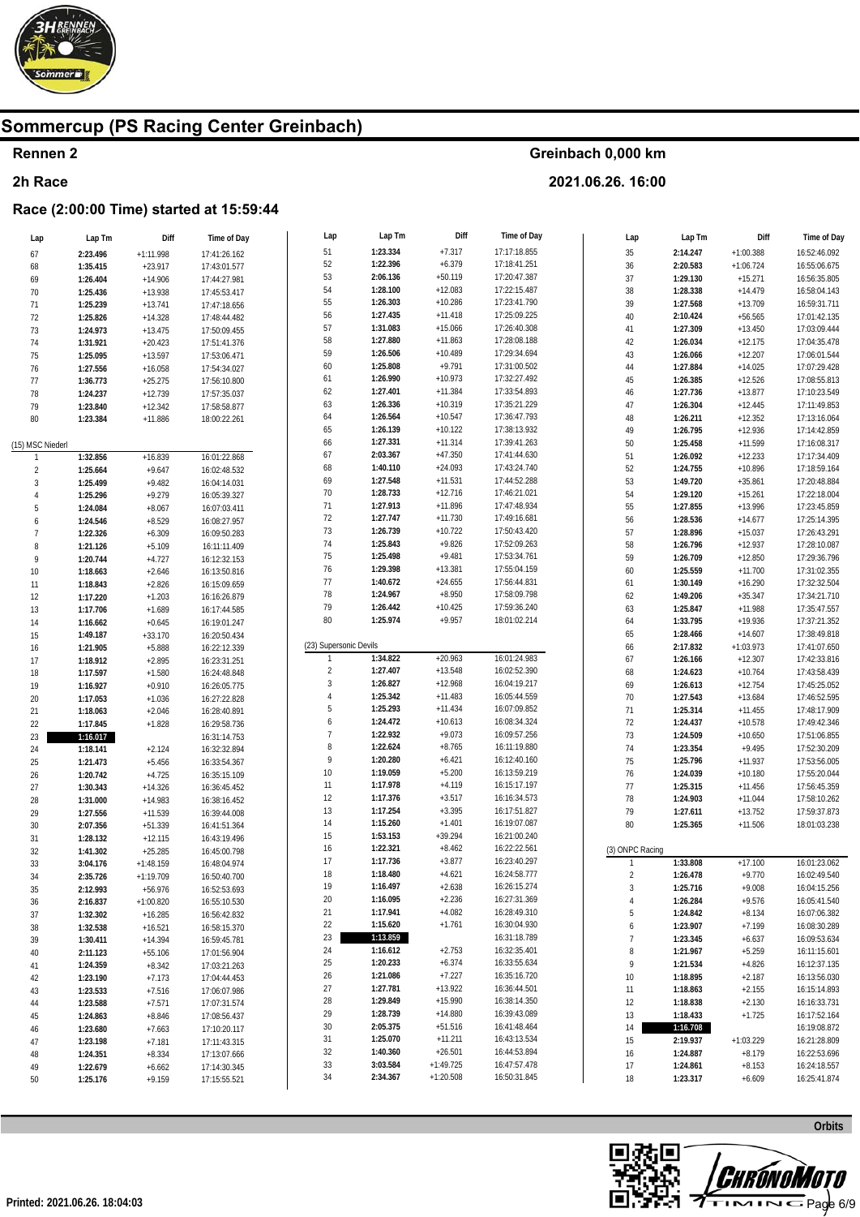# Sommercup (PS Racing Center Greinbach)

## Rennen 2

Greinbach 0,000 km

## 2h Race

2021.06.26. 16:00

### Race (2:00:00 Time) started at 15:59:44

| Lap | Lap Tm | Diff | Time of Day |
|---|---|---|---|
| 67 | **2:23.496** | +1:11.998 | 17:41:26.162 |
| 68 | **1:35.415** | +23.917 | 17:43:01.577 |
| 69 | **1:26.404** | +14.906 | 17:44:27.981 |
| 70 | **1:25.436** | +13.938 | 17:45:53.417 |
| 71 | **1:25.239** | +13.741 | 17:47:18.656 |
| 72 | **1:25.826** | +14.328 | 17:48:44.482 |
| 73 | **1:24.973** | +13.475 | 17:50:09.455 |
| 74 | **1:31.921** | +20.423 | 17:51:41.376 |
| 75 | **1:25.095** | +13.597 | 17:53:06.471 |
| 76 | **1:27.556** | +16.058 | 17:54:34.027 |
| 77 | **1:36.773** | +25.275 | 17:56:10.800 |
| 78 | **1:24.237** | +12.739 | 17:57:35.037 |
| 79 | **1:23.840** | +12.342 | 17:58:58.877 |
| 80 | **1:23.384** | +11.886 | 18:00:22.261 |

(15) MSC Niederl

| Lap | Lap Tm | Diff | Time of Day |
|---|---|---|---|
| 1 | **1:32.856** | +16.839 | 16:01:22.868 |
| 2 | **1:25.664** | +9.647 | 16:02:48.532 |
| 3 | **1:25.499** | +9.482 | 16:04:14.031 |
| 4 | **1:25.296** | +9.279 | 16:05:39.327 |
| 5 | **1:24.084** | +8.067 | 16:07:03.411 |
| 6 | **1:24.546** | +8.529 | 16:08:27.957 |
| 7 | **1:22.326** | +6.309 | 16:09:50.283 |
| 8 | **1:21.126** | +5.109 | 16:11:11.409 |
| 9 | **1:20.744** | +4.727 | 16:12:32.153 |
| 10 | **1:18.663** | +2.646 | 16:13:50.816 |
| 11 | **1:18.843** | +2.826 | 16:15:09.659 |
| 12 | **1:17.220** | +1.203 | 16:16:26.879 |
| 13 | **1:17.706** | +1.689 | 16:17:44.585 |
| 14 | **1:16.662** | +0.645 | 16:19:01.247 |
| 15 | **1:49.187** | +33.170 | 16:20:50.434 |
| 16 | **1:21.905** | +5.888 | 16:22:12.339 |
| 17 | **1:18.912** | +2.895 | 16:23:31.251 |
| 18 | **1:17.597** | +1.580 | 16:24:48.848 |
| 19 | **1:16.927** | +0.910 | 16:26:05.775 |
| 20 | **1:17.053** | +1.036 | 16:27:22.828 |
| 21 | **1:18.063** | +2.046 | 16:28:40.891 |
| 22 | **1:17.845** | +1.828 | 16:29:58.736 |
| 23 | **1:16.017** | | 16:31:14.753 |
| 24 | **1:18.141** | +2.124 | 16:32:32.894 |
| 25 | **1:21.473** | +5.456 | 16:33:54.367 |
| 26 | **1:20.742** | +4.725 | 16:35:15.109 |
| 27 | **1:30.343** | +14.326 | 16:36:45.452 |
| 28 | **1:31.000** | +14.983 | 16:38:16.452 |
| 29 | **1:27.556** | +11.539 | 16:39:44.008 |
| 30 | **2:07.356** | +51.339 | 16:41:51.364 |
| 31 | **1:28.132** | +12.115 | 16:43:19.496 |
| 32 | **1:41.302** | +25.285 | 16:45:00.798 |
| 33 | **3:04.176** | +1:48.159 | 16:48:04.974 |
| 34 | **2:35.726** | +1:19.709 | 16:50:40.700 |
| 35 | **2:12.993** | +56.976 | 16:52:53.693 |
| 36 | **2:16.837** | +1:00.820 | 16:55:10.530 |
| 37 | **1:32.302** | +16.285 | 16:56:42.832 |
| 38 | **1:32.538** | +16.521 | 16:58:15.370 |
| 39 | **1:30.411** | +14.394 | 16:59:45.781 |
| 40 | **2:11.123** | +55.106 | 17:01:56.904 |
| 41 | **1:24.359** | +8.342 | 17:03:21.263 |
| 42 | **1:23.190** | +7.173 | 17:04:44.453 |
| 43 | **1:23.533** | +7.516 | 17:06:07.986 |
| 44 | **1:23.588** | +7.571 | 17:07:31.574 |
| 45 | **1:24.863** | +8.846 | 17:08:56.437 |
| 46 | **1:23.680** | +7.663 | 17:10:20.117 |
| 47 | **1:23.198** | +7.181 | 17:11:43.315 |
| 48 | **1:24.351** | +8.334 | 17:13:07.666 |
| 49 | **1:22.679** | +6.662 | 17:14:30.345 |
| 50 | **1:25.176** | +9.159 | 17:15:55.521 |
| 51 | **1:23.334** | +7.317 | 17:17:18.855 |
| 52 | **1:22.396** | +6.379 | 17:18:41.251 |
| 53 | **2:06.136** | +50.119 | 17:20:47.387 |
| 54 | **1:28.100** | +12.083 | 17:22:15.487 |
| 55 | **1:26.303** | +10.286 | 17:23:41.790 |
| 56 | **1:27.435** | +11.418 | 17:25:09.225 |
| 57 | **1:31.083** | +15.066 | 17:26:40.308 |
| 58 | **1:27.880** | +11.863 | 17:28:08.188 |
| 59 | **1:26.506** | +10.489 | 17:29:34.694 |
| 60 | **1:25.808** | +9.791 | 17:31:00.502 |
| 61 | **1:26.990** | +10.973 | 17:32:27.492 |
| 62 | **1:27.401** | +11.384 | 17:33:54.893 |
| 63 | **1:26.336** | +10.319 | 17:35:21.229 |
| 64 | **1:26.564** | +10.547 | 17:36:47.793 |
| 65 | **1:26.139** | +10.122 | 17:38:13.932 |
| 66 | **1:27.331** | +11.314 | 17:39:41.263 |
| 67 | **2:03.367** | +47.350 | 17:41:44.630 |
| 68 | **1:40.110** | +24.093 | 17:43:24.740 |
| 69 | **1:27.548** | +11.531 | 17:44:52.288 |
| 70 | **1:28.733** | +12.716 | 17:46:21.021 |
| 71 | **1:27.913** | +11.896 | 17:47:48.934 |
| 72 | **1:27.747** | +11.730 | 17:49:16.681 |
| 73 | **1:26.739** | +10.722 | 17:50:43.420 |
| 74 | **1:25.843** | +9.826 | 17:52:09.263 |
| 75 | **1:25.498** | +9.481 | 17:53:34.761 |
| 76 | **1:29.398** | +13.381 | 17:55:04.159 |
| 77 | **1:40.672** | +24.655 | 17:56:44.831 |
| 78 | **1:24.967** | +8.950 | 17:58:09.798 |
| 79 | **1:26.442** | +10.425 | 17:59:36.240 |
| 80 | **1:25.974** | +9.957 | 18:01:02.214 |

(23) Supersonic Devils

| Lap | Lap Tm | Diff | Time of Day |
|---|---|---|---|
| 1 | **1:34.822** | +20.963 | 16:01:24.983 |
| 2 | **1:27.407** | +13.548 | 16:02:52.390 |
| 3 | **1:26.827** | +12.968 | 16:04:19.217 |
| 4 | **1:25.342** | +11.483 | 16:05:44.559 |
| 5 | **1:25.293** | +11.434 | 16:07:09.852 |
| 6 | **1:24.472** | +10.613 | 16:08:34.324 |
| 7 | **1:22.932** | +9.073 | 16:09:57.256 |
| 8 | **1:22.624** | +8.765 | 16:11:19.880 |
| 9 | **1:20.280** | +6.421 | 16:12:40.160 |
| 10 | **1:19.059** | +5.200 | 16:13:59.219 |
| 11 | **1:17.978** | +4.119 | 16:15:17.197 |
| 12 | **1:17.376** | +3.517 | 16:16:34.573 |
| 13 | **1:17.254** | +3.395 | 16:17:51.827 |
| 14 | **1:15.260** | +1.401 | 16:19:07.087 |
| 15 | **1:53.153** | +39.294 | 16:21:00.240 |
| 16 | **1:22.321** | +8.462 | 16:22:22.561 |
| 17 | **1:17.736** | +3.877 | 16:23:40.297 |
| 18 | **1:18.480** | +4.621 | 16:24:58.777 |
| 19 | **1:16.497** | +2.638 | 16:26:15.274 |
| 20 | **1:16.095** | +2.236 | 16:27:31.369 |
| 21 | **1:17.941** | +4.082 | 16:28:49.310 |
| 22 | **1:15.620** | +1.761 | 16:30:04.930 |
| 23 | **1:13.859** | | 16:31:18.789 |
| 24 | **1:16.612** | +2.753 | 16:32:35.401 |
| 25 | **1:20.233** | +6.374 | 16:33:55.634 |
| 26 | **1:21.086** | +7.227 | 16:35:16.720 |
| 27 | **1:27.781** | +13.922 | 16:36:44.501 |
| 28 | **1:29.849** | +15.990 | 16:38:14.350 |
| 29 | **1:28.739** | +14.880 | 16:39:43.089 |
| 30 | **2:05.375** | +51.516 | 16:41:48.464 |
| 31 | **1:25.070** | +11.211 | 16:43:13.534 |
| 32 | **1:40.360** | +26.501 | 16:44:53.894 |
| 33 | **3:03.584** | +1:49.725 | 16:47:57.478 |
| 34 | **2:34.367** | +1:20.508 | 16:50:31.845 |
| 35 | **2:14.247** | +1:00.388 | 16:52:46.092 |
| 36 | **2:20.583** | +1:06.724 | 16:55:06.675 |
| 37 | **1:29.130** | +15.271 | 16:56:35.805 |
| 38 | **1:28.338** | +14.479 | 16:58:04.143 |
| 39 | **1:27.568** | +13.709 | 16:59:31.711 |
| 40 | **2:10.424** | +56.565 | 17:01:42.135 |
| 41 | **1:27.309** | +13.450 | 17:03:09.444 |
| 42 | **1:26.034** | +12.175 | 17:04:35.478 |
| 43 | **1:26.066** | +12.207 | 17:06:01.544 |
| 44 | **1:27.884** | +14.025 | 17:07:29.428 |
| 45 | **1:26.385** | +12.526 | 17:08:55.813 |
| 46 | **1:27.736** | +13.877 | 17:10:23.549 |
| 47 | **1:26.304** | +12.445 | 17:11:49.853 |
| 48 | **1:26.211** | +12.352 | 17:13:16.064 |
| 49 | **1:26.795** | +12.936 | 17:14:42.859 |
| 50 | **1:25.458** | +11.599 | 17:16:08.317 |
| 51 | **1:26.092** | +12.233 | 17:17:34.409 |
| 52 | **1:24.755** | +10.896 | 17:18:59.164 |
| 53 | **1:49.720** | +35.861 | 17:20:48.884 |
| 54 | **1:29.120** | +15.261 | 17:22:18.004 |
| 55 | **1:27.855** | +13.996 | 17:23:45.859 |
| 56 | **1:28.536** | +14.677 | 17:25:14.395 |
| 57 | **1:28.896** | +15.037 | 17:26:43.291 |
| 58 | **1:26.796** | +12.937 | 17:28:10.087 |
| 59 | **1:26.709** | +12.850 | 17:29:36.796 |
| 60 | **1:25.559** | +11.700 | 17:31:02.355 |
| 61 | **1:30.149** | +16.290 | 17:32:32.504 |
| 62 | **1:49.206** | +35.347 | 17:34:21.710 |
| 63 | **1:25.847** | +11.988 | 17:35:47.557 |
| 64 | **1:33.795** | +19.936 | 17:37:21.352 |
| 65 | **1:28.466** | +14.607 | 17:38:49.818 |
| 66 | **2:17.832** | +1:03.973 | 17:41:07.650 |
| 67 | **1:26.166** | +12.307 | 17:42:33.816 |
| 68 | **1:24.623** | +10.764 | 17:43:58.439 |
| 69 | **1:26.613** | +12.754 | 17:45:25.052 |
| 70 | **1:27.543** | +13.684 | 17:46:52.595 |
| 71 | **1:25.314** | +11.455 | 17:48:17.909 |
| 72 | **1:24.437** | +10.578 | 17:49:42.346 |
| 73 | **1:24.509** | +10.650 | 17:51:06.855 |
| 74 | **1:23.354** | +9.495 | 17:52:30.209 |
| 75 | **1:25.796** | +11.937 | 17:53:56.005 |
| 76 | **1:24.039** | +10.180 | 17:55:20.044 |
| 77 | **1:25.315** | +11.456 | 17:56:45.359 |
| 78 | **1:24.903** | +11.044 | 17:58:10.262 |
| 79 | **1:27.611** | +13.752 | 17:59:37.873 |
| 80 | **1:25.365** | +11.506 | 18:01:03.238 |

(3) ONPC Racing

| Lap | Lap Tm | Diff | Time of Day |
|---|---|---|---|
| 1 | **1:33.808** | +17.100 | 16:01:23.062 |
| 2 | **1:26.478** | +9.770 | 16:02:49.540 |
| 3 | **1:25.716** | +9.008 | 16:04:15.256 |
| 4 | **1:26.284** | +9.576 | 16:05:41.540 |
| 5 | **1:24.842** | +8.134 | 16:07:06.382 |
| 6 | **1:23.907** | +7.199 | 16:08:30.289 |
| 7 | **1:23.345** | +6.637 | 16:09:53.634 |
| 8 | **1:21.967** | +5.259 | 16:11:15.601 |
| 9 | **1:21.534** | +4.826 | 16:12:37.135 |
| 10 | **1:18.895** | +2.187 | 16:13:56.030 |
| 11 | **1:18.863** | +2.155 | 16:15:14.893 |
| 12 | **1:18.838** | +2.130 | 16:16:33.731 |
| 13 | **1:18.433** | +1.725 | 16:17:52.164 |
| 14 | **1:16.708** | | 16:19:08.872 |
| 15 | **2:19.937** | +1:03.229 | 16:21:28.809 |
| 16 | **1:24.887** | +8.179 | 16:22:53.696 |
| 17 | **1:24.861** | +8.153 | 16:24:18.557 |
| 18 | **1:23.317** | +6.609 | 16:25:41.874 |

Orbits

Printed: 2021.06.26. 18:04:03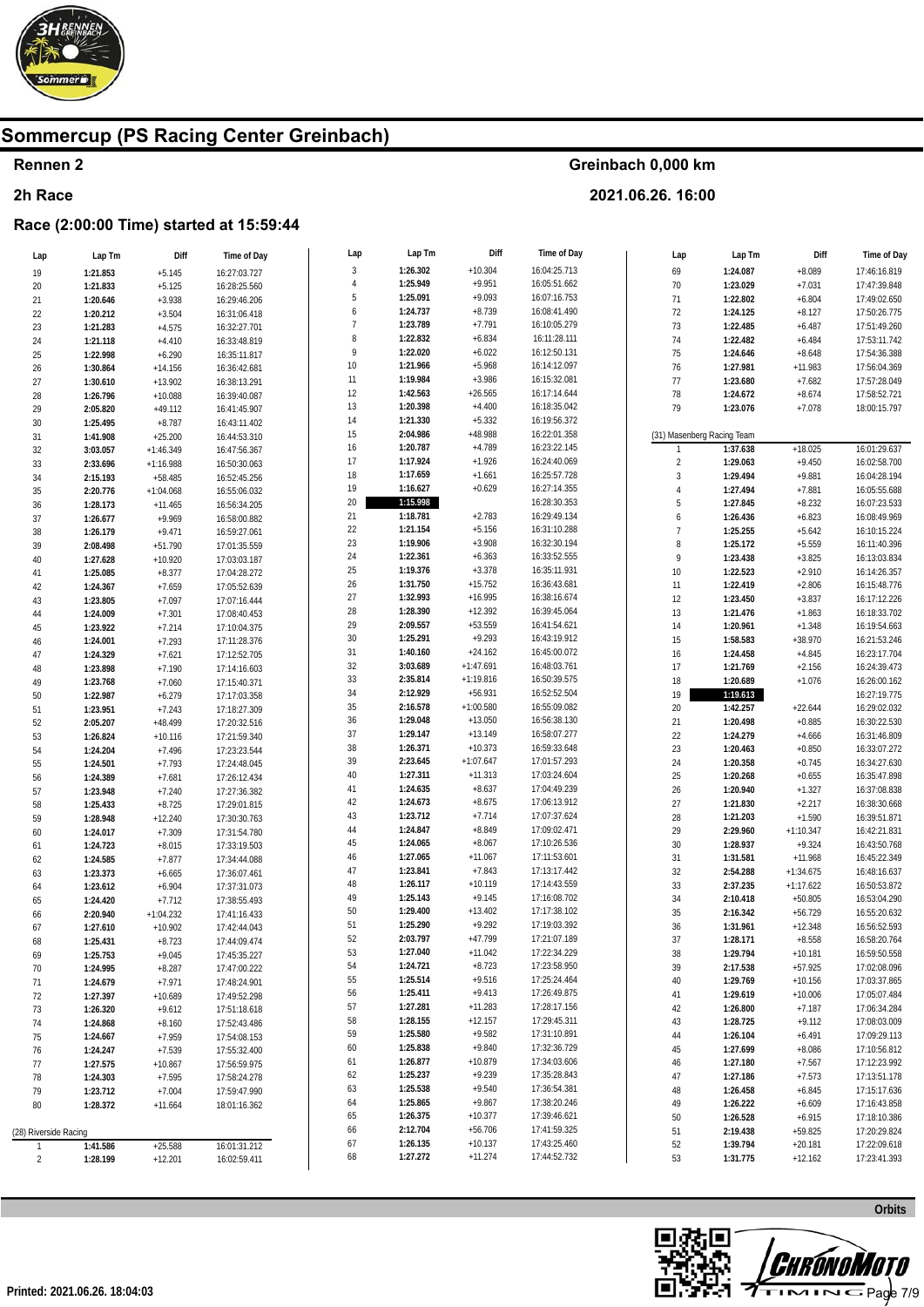# Sommercup (PS Racing Center Greinbach)

**Rennen 2** — **Greinbach 0,000 km**

**2h Race** — **2021.06.26. 16:00**

**Race (2:00:00 Time) started at 15:59:44**

| Lap | Lap Tm | Diff | Time of Day |
|---|---|---|---|
| 19 | 1:21.853 | +5.145 | 16:27:03.727 |
| 20 | 1:21.833 | +5.125 | 16:28:25.560 |
| 21 | 1:20.646 | +3.938 | 16:29:46.206 |
| 22 | 1:20.212 | +3.504 | 16:31:06.418 |
| 23 | 1:21.283 | +4.575 | 16:32:27.701 |
| 24 | 1:21.118 | +4.410 | 16:33:48.819 |
| 25 | 1:22.998 | +6.290 | 16:35:11.817 |
| 26 | 1:30.864 | +14.156 | 16:36:42.681 |
| 27 | 1:30.610 | +13.902 | 16:38:13.291 |
| 28 | 1:26.796 | +10.088 | 16:39:40.087 |
| 29 | 2:05.820 | +49.112 | 16:41:45.907 |
| 30 | 1:25.495 | +8.787 | 16:43:11.402 |
| 31 | 1:41.908 | +25.200 | 16:44:53.310 |
| 32 | 3:03.057 | +1:46.349 | 16:47:56.367 |
| 33 | 2:33.696 | +1:16.988 | 16:50:30.063 |
| 34 | 2:15.193 | +58.485 | 16:52:45.256 |
| 35 | 2:20.776 | +1:04.068 | 16:55:06.032 |
| 36 | 1:28.173 | +11.465 | 16:56:34.205 |
| 37 | 1:26.677 | +9.969 | 16:58:00.882 |
| 38 | 1:26.179 | +9.471 | 16:59:27.061 |
| 39 | 2:08.498 | +51.790 | 17:01:35.559 |
| 40 | 1:27.628 | +10.920 | 17:03:03.187 |
| 41 | 1:25.085 | +8.377 | 17:04:28.272 |
| 42 | 1:24.367 | +7.659 | 17:05:52.639 |
| 43 | 1:23.805 | +7.097 | 17:07:16.444 |
| 44 | 1:24.009 | +7.301 | 17:08:40.453 |
| 45 | 1:23.922 | +7.214 | 17:10:04.375 |
| 46 | 1:24.001 | +7.293 | 17:11:28.376 |
| 47 | 1:24.329 | +7.621 | 17:12:52.705 |
| 48 | 1:23.898 | +7.190 | 17:14:16.603 |
| 49 | 1:23.768 | +7.060 | 17:15:40.371 |
| 50 | 1:22.987 | +6.279 | 17:17:03.358 |
| 51 | 1:23.951 | +7.243 | 17:18:27.309 |
| 52 | 2:05.207 | +48.499 | 17:20:32.516 |
| 53 | 1:26.824 | +10.116 | 17:21:59.340 |
| 54 | 1:24.204 | +7.496 | 17:23:23.544 |
| 55 | 1:24.501 | +7.793 | 17:24:48.045 |
| 56 | 1:24.389 | +7.681 | 17:26:12.434 |
| 57 | 1:23.948 | +7.240 | 17:27:36.382 |
| 58 | 1:25.433 | +8.725 | 17:29:01.815 |
| 59 | 1:28.948 | +12.240 | 17:30:30.763 |
| 60 | 1:24.017 | +7.309 | 17:31:54.780 |
| 61 | 1:24.723 | +8.015 | 17:33:19.503 |
| 62 | 1:24.585 | +7.877 | 17:34:44.088 |
| 63 | 1:23.373 | +6.665 | 17:36:07.461 |
| 64 | 1:23.612 | +6.904 | 17:37:31.073 |
| 65 | 1:24.420 | +7.712 | 17:38:55.493 |
| 66 | 2:20.940 | +1:04.232 | 17:41:16.433 |
| 67 | 1:27.610 | +10.902 | 17:42:44.043 |
| 68 | 1:25.431 | +8.723 | 17:44:09.474 |
| 69 | 1:25.753 | +9.045 | 17:45:35.227 |
| 70 | 1:24.995 | +8.287 | 17:47:00.222 |
| 71 | 1:24.679 | +7.971 | 17:48:24.901 |
| 72 | 1:27.397 | +10.689 | 17:49:52.298 |
| 73 | 1:26.320 | +9.612 | 17:51:18.618 |
| 74 | 1:24.868 | +8.160 | 17:52:43.486 |
| 75 | 1:24.667 | +7.959 | 17:54:08.153 |
| 76 | 1:24.247 | +7.539 | 17:55:32.400 |
| 77 | 1:27.575 | +10.867 | 17:56:59.975 |
| 78 | 1:24.303 | +7.595 | 17:58:24.278 |
| 79 | 1:23.712 | +7.004 | 17:59:47.990 |
| 80 | 1:28.372 | +11.664 | 18:01:16.362 |

(28) Riverside Racing

| Lap | Lap Tm | Diff | Time of Day |
|---|---|---|---|
| 1 | 1:41.586 | +25.588 | 16:01:31.212 |
| 2 | 1:28.199 | +12.201 | 16:02:59.411 |
| 3 | 1:26.302 | +10.304 | 16:04:25.713 |
| 4 | 1:25.949 | +9.951 | 16:05:51.662 |
| 5 | 1:25.091 | +9.093 | 16:07:16.753 |
| 6 | 1:24.737 | +8.739 | 16:08:41.490 |
| 7 | 1:23.789 | +7.791 | 16:10:05.279 |
| 8 | 1:22.832 | +6.834 | 16:11:28.111 |
| 9 | 1:22.020 | +6.022 | 16:12:50.131 |
| 10 | 1:21.966 | +5.968 | 16:14:12.097 |
| 11 | 1:19.984 | +3.986 | 16:15:32.081 |
| 12 | 1:42.563 | +26.565 | 16:17:14.644 |
| 13 | 1:20.398 | +4.400 | 16:18:35.042 |
| 14 | 1:21.330 | +5.332 | 16:19:56.372 |
| 15 | 2:04.986 | +48.988 | 16:22:01.358 |
| 16 | 1:20.787 | +4.789 | 16:23:22.145 |
| 17 | 1:17.924 | +1.926 | 16:24:40.069 |
| 18 | 1:17.659 | +1.661 | 16:25:57.728 |
| 19 | 1:16.627 | +0.629 | 16:27:14.355 |
| 20 | 1:15.998 | | 16:28:30.353 |
| 21 | 1:18.781 | +2.783 | 16:29:49.134 |
| 22 | 1:21.154 | +5.156 | 16:31:10.288 |
| 23 | 1:19.906 | +3.908 | 16:32:30.194 |
| 24 | 1:22.361 | +6.363 | 16:33:52.555 |
| 25 | 1:19.376 | +3.378 | 16:35:11.931 |
| 26 | 1:31.750 | +15.752 | 16:36:43.681 |
| 27 | 1:32.993 | +16.995 | 16:38:16.674 |
| 28 | 1:28.390 | +12.392 | 16:39:45.064 |
| 29 | 2:09.557 | +53.559 | 16:41:54.621 |
| 30 | 1:25.291 | +9.293 | 16:43:19.912 |
| 31 | 1:40.160 | +24.162 | 16:45:00.072 |
| 32 | 3:03.689 | +1:47.691 | 16:48:03.761 |
| 33 | 2:35.814 | +1:19.816 | 16:50:39.575 |
| 34 | 2:12.929 | +56.931 | 16:52:52.504 |
| 35 | 2:16.578 | +1:00.580 | 16:55:09.082 |
| 36 | 1:29.048 | +13.050 | 16:56:38.130 |
| 37 | 1:29.147 | +13.149 | 16:58:07.277 |
| 38 | 1:26.371 | +10.373 | 16:59:33.648 |
| 39 | 2:23.645 | +1:07.647 | 17:01:57.293 |
| 40 | 1:27.311 | +11.313 | 17:03:24.604 |
| 41 | 1:24.635 | +8.637 | 17:04:49.239 |
| 42 | 1:24.673 | +8.675 | 17:06:13.912 |
| 43 | 1:23.712 | +7.714 | 17:07:37.624 |
| 44 | 1:24.847 | +8.849 | 17:09:02.471 |
| 45 | 1:24.065 | +8.067 | 17:10:26.536 |
| 46 | 1:27.065 | +11.067 | 17:11:53.601 |
| 47 | 1:23.841 | +7.843 | 17:13:17.442 |
| 48 | 1:26.117 | +10.119 | 17:14:43.559 |
| 49 | 1:25.143 | +9.145 | 17:16:08.702 |
| 50 | 1:29.400 | +13.402 | 17:17:38.102 |
| 51 | 1:25.290 | +9.292 | 17:19:03.392 |
| 52 | 2:03.797 | +47.799 | 17:21:07.189 |
| 53 | 1:27.040 | +11.042 | 17:22:34.229 |
| 54 | 1:24.721 | +8.723 | 17:23:58.950 |
| 55 | 1:25.514 | +9.516 | 17:25:24.464 |
| 56 | 1:25.411 | +9.413 | 17:26:49.875 |
| 57 | 1:27.281 | +11.283 | 17:28:17.156 |
| 58 | 1:28.155 | +12.157 | 17:29:45.311 |
| 59 | 1:25.580 | +9.582 | 17:31:10.891 |
| 60 | 1:25.838 | +9.840 | 17:32:36.729 |
| 61 | 1:26.877 | +10.879 | 17:34:03.606 |
| 62 | 1:25.237 | +9.239 | 17:35:28.843 |
| 63 | 1:25.538 | +9.540 | 17:36:54.381 |
| 64 | 1:25.865 | +9.867 | 17:38:20.246 |
| 65 | 1:26.375 | +10.377 | 17:39:46.621 |
| 66 | 2:12.704 | +56.706 | 17:41:59.325 |
| 67 | 1:26.135 | +10.137 | 17:43:25.460 |
| 68 | 1:27.272 | +11.274 | 17:44:52.732 |
| 69 | 1:24.087 | +8.089 | 17:46:16.819 |
| 70 | 1:23.029 | +7.031 | 17:47:39.848 |
| 71 | 1:22.802 | +6.804 | 17:49:02.650 |
| 72 | 1:24.125 | +8.127 | 17:50:26.775 |
| 73 | 1:22.485 | +6.487 | 17:51:49.260 |
| 74 | 1:22.482 | +6.484 | 17:53:11.742 |
| 75 | 1:24.646 | +8.648 | 17:54:36.388 |
| 76 | 1:27.981 | +11.983 | 17:56:04.369 |
| 77 | 1:23.680 | +7.682 | 17:57:28.049 |
| 78 | 1:24.672 | +8.674 | 17:58:52.721 |
| 79 | 1:23.076 | +7.078 | 18:00:15.797 |

(31) Masenberg Racing Team

| Lap | Lap Tm | Diff | Time of Day |
|---|---|---|---|
| 1 | 1:37.638 | +18.025 | 16:01:29.637 |
| 2 | 1:29.063 | +9.450 | 16:02:58.700 |
| 3 | 1:29.494 | +9.881 | 16:04:28.194 |
| 4 | 1:27.494 | +7.881 | 16:05:55.688 |
| 5 | 1:27.845 | +8.232 | 16:07:23.533 |
| 6 | 1:26.436 | +6.823 | 16:08:49.969 |
| 7 | 1:25.255 | +5.642 | 16:10:15.224 |
| 8 | 1:25.172 | +5.559 | 16:11:40.396 |
| 9 | 1:23.438 | +3.825 | 16:13:03.834 |
| 10 | 1:22.523 | +2.910 | 16:14:26.357 |
| 11 | 1:22.419 | +2.806 | 16:15:48.776 |
| 12 | 1:23.450 | +3.837 | 16:17:12.226 |
| 13 | 1:21.476 | +1.863 | 16:18:33.702 |
| 14 | 1:20.961 | +1.348 | 16:19:54.663 |
| 15 | 1:58.583 | +38.970 | 16:21:53.246 |
| 16 | 1:24.458 | +4.845 | 16:23:17.704 |
| 17 | 1:21.769 | +2.156 | 16:24:39.473 |
| 18 | 1:20.689 | +1.076 | 16:26:00.162 |
| 19 | 1:19.613 | | 16:27:19.775 |
| 20 | 1:42.257 | +22.644 | 16:29:02.032 |
| 21 | 1:20.498 | +0.885 | 16:30:22.530 |
| 22 | 1:24.279 | +4.666 | 16:31:46.809 |
| 23 | 1:20.463 | +0.850 | 16:33:07.272 |
| 24 | 1:20.358 | +0.745 | 16:34:27.630 |
| 25 | 1:20.268 | +0.655 | 16:35:47.898 |
| 26 | 1:20.940 | +1.327 | 16:37:08.838 |
| 27 | 1:21.830 | +2.217 | 16:38:30.668 |
| 28 | 1:21.203 | +1.590 | 16:39:51.871 |
| 29 | 2:29.960 | +1:10.347 | 16:42:21.831 |
| 30 | 1:28.937 | +9.324 | 16:43:50.768 |
| 31 | 1:31.581 | +11.968 | 16:45:22.349 |
| 32 | 2:54.288 | +1:34.675 | 16:48:16.637 |
| 33 | 2:37.235 | +1:17.622 | 16:50:53.872 |
| 34 | 2:10.418 | +50.805 | 16:53:04.290 |
| 35 | 2:16.342 | +56.729 | 16:55:20.632 |
| 36 | 1:31.961 | +12.348 | 16:56:52.593 |
| 37 | 1:28.171 | +8.558 | 16:58:20.764 |
| 38 | 1:29.794 | +10.181 | 16:59:50.558 |
| 39 | 2:17.538 | +57.925 | 17:02:08.096 |
| 40 | 1:29.769 | +10.156 | 17:03:37.865 |
| 41 | 1:29.619 | +10.006 | 17:05:07.484 |
| 42 | 1:26.800 | +7.187 | 17:06:34.284 |
| 43 | 1:28.725 | +9.112 | 17:08:03.009 |
| 44 | 1:26.104 | +6.491 | 17:09:29.113 |
| 45 | 1:27.699 | +8.086 | 17:10:56.812 |
| 46 | 1:27.180 | +7.567 | 17:12:23.992 |
| 47 | 1:27.186 | +7.573 | 17:13:51.178 |
| 48 | 1:26.458 | +6.845 | 17:15:17.636 |
| 49 | 1:26.222 | +6.609 | 17:16:43.858 |
| 50 | 1:26.528 | +6.915 | 17:18:10.386 |
| 51 | 2:19.438 | +59.825 | 17:20:29.824 |
| 52 | 1:39.794 | +20.181 | 17:22:09.618 |
| 53 | 1:31.775 | +12.162 | 17:23:41.393 |

Orbits

Printed: 2021.06.26. 18:04:03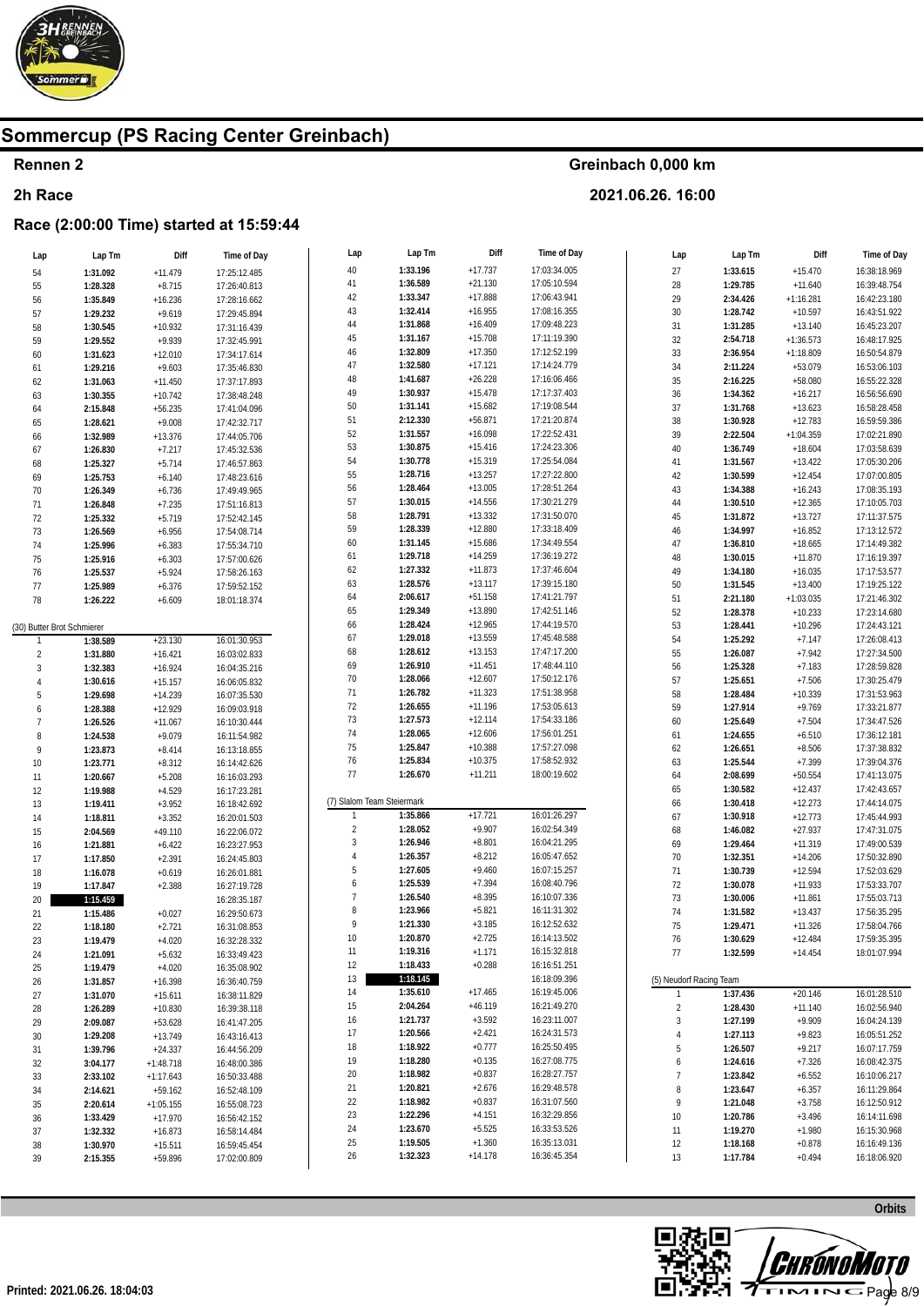# Sommercup (PS Racing Center Greinbach)

## Rennen 2

Greinbach 0,000 km

## 2h Race

2021.06.26. 16:00

### Race (2:00:00 Time) started at 15:59:44

| Lap | Lap Tm | Diff | Time of Day |
|---|---|---|---|
| 54 | **1:31.092** | +11.479 | 17:25:12.485 |
| 55 | **1:28.328** | +8.715 | 17:26:40.813 |
| 56 | **1:35.849** | +16.236 | 17:28:16.662 |
| 57 | **1:29.232** | +9.619 | 17:29:45.894 |
| 58 | **1:30.545** | +10.932 | 17:31:16.439 |
| 59 | **1:29.552** | +9.939 | 17:32:45.991 |
| 60 | **1:31.623** | +12.010 | 17:34:17.614 |
| 61 | **1:29.216** | +9.603 | 17:35:46.830 |
| 62 | **1:31.063** | +11.450 | 17:37:17.893 |
| 63 | **1:30.355** | +10.742 | 17:38:48.248 |
| 64 | **2:15.848** | +56.235 | 17:41:04.096 |
| 65 | **1:28.621** | +9.008 | 17:42:32.717 |
| 66 | **1:32.989** | +13.376 | 17:44:05.706 |
| 67 | **1:26.830** | +7.217 | 17:45:32.536 |
| 68 | **1:25.327** | +5.714 | 17:46:57.863 |
| 69 | **1:25.753** | +6.140 | 17:48:23.616 |
| 70 | **1:26.349** | +6.736 | 17:49:49.965 |
| 71 | **1:26.848** | +7.235 | 17:51:16.813 |
| 72 | **1:25.332** | +5.719 | 17:52:42.145 |
| 73 | **1:26.569** | +6.956 | 17:54:08.714 |
| 74 | **1:25.996** | +6.383 | 17:55:34.710 |
| 75 | **1:25.916** | +6.303 | 17:57:00.626 |
| 76 | **1:25.537** | +5.924 | 17:58:26.163 |
| 77 | **1:25.989** | +6.376 | 17:59:52.152 |
| 78 | **1:26.222** | +6.609 | 18:01:18.374 |

(30) Butter Brot Schmierer

| Lap | Lap Tm | Diff | Time of Day |
|---|---|---|---|
| 1 | **1:38.589** | +23.130 | 16:01:30.953 |
| 2 | **1:31.880** | +16.421 | 16:03:02.833 |
| 3 | **1:32.383** | +16.924 | 16:04:35.216 |
| 4 | **1:30.616** | +15.157 | 16:06:05.832 |
| 5 | **1:29.698** | +14.239 | 16:07:35.530 |
| 6 | **1:28.388** | +12.929 | 16:09:03.918 |
| 7 | **1:26.526** | +11.067 | 16:10:30.444 |
| 8 | **1:24.538** | +9.079 | 16:11:54.982 |
| 9 | **1:23.873** | +8.414 | 16:13:18.855 |
| 10 | **1:23.771** | +8.312 | 16:14:42.626 |
| 11 | **1:20.667** | +5.208 | 16:16:03.293 |
| 12 | **1:19.988** | +4.529 | 16:17:23.281 |
| 13 | **1:19.411** | +3.952 | 16:18:42.692 |
| 14 | **1:18.811** | +3.352 | 16:20:01.503 |
| 15 | **2:04.569** | +49.110 | 16:22:06.072 |
| 16 | **1:21.881** | +6.422 | 16:23:27.953 |
| 17 | **1:17.850** | +2.391 | 16:24:45.803 |
| 18 | **1:16.078** | +0.619 | 16:26:01.881 |
| 19 | **1:17.847** | +2.388 | 16:27:19.728 |
| 20 | **1:15.459** | | 16:28:35.187 |
| 21 | **1:15.486** | +0.027 | 16:29:50.673 |
| 22 | **1:18.180** | +2.721 | 16:31:08.853 |
| 23 | **1:19.479** | +4.020 | 16:32:28.332 |
| 24 | **1:21.091** | +5.632 | 16:33:49.423 |
| 25 | **1:19.479** | +4.020 | 16:35:08.902 |
| 26 | **1:31.857** | +16.398 | 16:36:40.759 |
| 27 | **1:31.070** | +15.611 | 16:38:11.829 |
| 28 | **1:26.289** | +10.830 | 16:39:38.118 |
| 29 | **2:09.087** | +53.628 | 16:41:47.205 |
| 30 | **1:29.208** | +13.749 | 16:43:16.413 |
| 31 | **1:39.796** | +24.337 | 16:44:56.209 |
| 32 | **3:04.177** | +1:48.718 | 16:48:00.386 |
| 33 | **2:33.102** | +1:17.643 | 16:50:33.488 |
| 34 | **2:14.621** | +59.162 | 16:52:48.109 |
| 35 | **2:20.614** | +1:05.155 | 16:55:08.723 |
| 36 | **1:33.429** | +17.970 | 16:56:42.152 |
| 37 | **1:32.332** | +16.873 | 16:58:14.484 |
| 38 | **1:30.970** | +15.511 | 16:59:45.454 |
| 39 | **2:15.355** | +59.896 | 17:02:00.809 |
| 40 | **1:33.196** | +17.737 | 17:03:34.005 |
| 41 | **1:36.589** | +21.130 | 17:05:10.594 |
| 42 | **1:33.347** | +17.888 | 17:06:43.941 |
| 43 | **1:32.414** | +16.955 | 17:08:16.355 |
| 44 | **1:31.868** | +16.409 | 17:09:48.223 |
| 45 | **1:31.167** | +15.708 | 17:11:19.390 |
| 46 | **1:32.809** | +17.350 | 17:12:52.199 |
| 47 | **1:32.580** | +17.121 | 17:14:24.779 |
| 48 | **1:41.687** | +26.228 | 17:16:06.466 |
| 49 | **1:30.937** | +15.478 | 17:17:37.403 |
| 50 | **1:31.141** | +15.682 | 17:19:08.544 |
| 51 | **2:12.330** | +56.871 | 17:21:20.874 |
| 52 | **1:31.557** | +16.098 | 17:22:52.431 |
| 53 | **1:30.875** | +15.416 | 17:24:23.306 |
| 54 | **1:30.778** | +15.319 | 17:25:54.084 |
| 55 | **1:28.716** | +13.257 | 17:27:22.800 |
| 56 | **1:28.464** | +13.005 | 17:28:51.264 |
| 57 | **1:30.015** | +14.556 | 17:30:21.279 |
| 58 | **1:28.791** | +13.332 | 17:31:50.070 |
| 59 | **1:28.339** | +12.880 | 17:33:18.409 |
| 60 | **1:31.145** | +15.686 | 17:34:49.554 |
| 61 | **1:29.718** | +14.259 | 17:36:19.272 |
| 62 | **1:27.332** | +11.873 | 17:37:46.604 |
| 63 | **1:28.576** | +13.117 | 17:39:15.180 |
| 64 | **2:06.617** | +51.158 | 17:41:21.797 |
| 65 | **1:29.349** | +13.890 | 17:42:51.146 |
| 66 | **1:28.424** | +12.965 | 17:44:19.570 |
| 67 | **1:29.018** | +13.559 | 17:45:48.588 |
| 68 | **1:28.612** | +13.153 | 17:47:17.200 |
| 69 | **1:26.910** | +11.451 | 17:48:44.110 |
| 70 | **1:28.066** | +12.607 | 17:50:12.176 |
| 71 | **1:26.782** | +11.323 | 17:51:38.958 |
| 72 | **1:26.655** | +11.196 | 17:53:05.613 |
| 73 | **1:27.573** | +12.114 | 17:54:33.186 |
| 74 | **1:28.065** | +12.606 | 17:56:01.251 |
| 75 | **1:25.847** | +10.388 | 17:57:27.098 |
| 76 | **1:25.834** | +10.375 | 17:58:52.932 |
| 77 | **1:26.670** | +11.211 | 18:00:19.602 |

(7) Slalom Team Steiermark

| Lap | Lap Tm | Diff | Time of Day |
|---|---|---|---|
| 1 | **1:35.866** | +17.721 | 16:01:26.297 |
| 2 | **1:28.052** | +9.907 | 16:02:54.349 |
| 3 | **1:26.946** | +8.801 | 16:04:21.295 |
| 4 | **1:26.357** | +8.212 | 16:05:47.652 |
| 5 | **1:27.605** | +9.460 | 16:07:15.257 |
| 6 | **1:25.539** | +7.394 | 16:08:40.796 |
| 7 | **1:26.540** | +8.395 | 16:10:07.336 |
| 8 | **1:23.966** | +5.821 | 16:11:31.302 |
| 9 | **1:21.330** | +3.185 | 16:12:52.632 |
| 10 | **1:20.870** | +2.725 | 16:14:13.502 |
| 11 | **1:19.316** | +1.171 | 16:15:32.818 |
| 12 | **1:18.433** | +0.288 | 16:16:51.251 |
| 13 | **1:18.145** | | 16:18:09.396 |
| 14 | **1:35.610** | +17.465 | 16:19:45.006 |
| 15 | **2:04.264** | +46.119 | 16:21:49.270 |
| 16 | **1:21.737** | +3.592 | 16:23:11.007 |
| 17 | **1:20.566** | +2.421 | 16:24:31.573 |
| 18 | **1:18.922** | +0.777 | 16:25:50.495 |
| 19 | **1:18.280** | +0.135 | 16:27:08.775 |
| 20 | **1:18.982** | +0.837 | 16:28:27.757 |
| 21 | **1:20.821** | +2.676 | 16:29:48.578 |
| 22 | **1:18.982** | +0.837 | 16:31:07.560 |
| 23 | **1:22.296** | +4.151 | 16:32:29.856 |
| 24 | **1:23.670** | +5.525 | 16:33:53.526 |
| 25 | **1:19.505** | +1.360 | 16:35:13.031 |
| 26 | **1:32.323** | +14.178 | 16:36:45.354 |
| 27 | **1:33.615** | +15.470 | 16:38:18.969 |
| 28 | **1:29.785** | +11.640 | 16:39:48.754 |
| 29 | **2:34.426** | +1:16.281 | 16:42:23.180 |
| 30 | **1:28.742** | +10.597 | 16:43:51.922 |
| 31 | **1:31.285** | +13.140 | 16:45:23.207 |
| 32 | **2:54.718** | +1:36.573 | 16:48:17.925 |
| 33 | **2:36.954** | +1:18.809 | 16:50:54.879 |
| 34 | **2:11.224** | +53.079 | 16:53:06.103 |
| 35 | **2:16.225** | +58.080 | 16:55:22.328 |
| 36 | **1:34.362** | +16.217 | 16:56:56.690 |
| 37 | **1:31.768** | +13.623 | 16:58:28.458 |
| 38 | **1:30.928** | +12.783 | 16:59:59.386 |
| 39 | **2:22.504** | +1:04.359 | 17:02:21.890 |
| 40 | **1:36.749** | +18.604 | 17:03:58.639 |
| 41 | **1:31.567** | +13.422 | 17:05:30.206 |
| 42 | **1:30.599** | +12.454 | 17:07:00.805 |
| 43 | **1:34.388** | +16.243 | 17:08:35.193 |
| 44 | **1:30.510** | +12.365 | 17:10:05.703 |
| 45 | **1:31.872** | +13.727 | 17:11:37.575 |
| 46 | **1:34.997** | +16.852 | 17:13:12.572 |
| 47 | **1:36.810** | +18.665 | 17:14:49.382 |
| 48 | **1:30.015** | +11.870 | 17:16:19.397 |
| 49 | **1:34.180** | +16.035 | 17:17:53.577 |
| 50 | **1:31.545** | +13.400 | 17:19:25.122 |
| 51 | **2:21.180** | +1:03.035 | 17:21:46.302 |
| 52 | **1:28.378** | +10.233 | 17:23:14.680 |
| 53 | **1:28.441** | +10.296 | 17:24:43.121 |
| 54 | **1:25.292** | +7.147 | 17:26:08.413 |
| 55 | **1:26.087** | +7.942 | 17:27:34.500 |
| 56 | **1:25.328** | +7.183 | 17:28:59.828 |
| 57 | **1:25.651** | +7.506 | 17:30:25.479 |
| 58 | **1:28.484** | +10.339 | 17:31:53.963 |
| 59 | **1:27.914** | +9.769 | 17:33:21.877 |
| 60 | **1:25.649** | +7.504 | 17:34:47.526 |
| 61 | **1:24.655** | +6.510 | 17:36:12.181 |
| 62 | **1:26.651** | +8.506 | 17:37:38.832 |
| 63 | **1:25.544** | +7.399 | 17:39:04.376 |
| 64 | **2:08.699** | +50.554 | 17:41:13.075 |
| 65 | **1:30.582** | +12.437 | 17:42:43.657 |
| 66 | **1:30.418** | +12.273 | 17:44:14.075 |
| 67 | **1:30.918** | +12.773 | 17:45:44.993 |
| 68 | **1:46.082** | +27.937 | 17:47:31.075 |
| 69 | **1:29.464** | +11.319 | 17:49:00.539 |
| 70 | **1:32.351** | +14.206 | 17:50:32.890 |
| 71 | **1:30.739** | +12.594 | 17:52:03.629 |
| 72 | **1:30.078** | +11.933 | 17:53:33.707 |
| 73 | **1:30.006** | +11.861 | 17:55:03.713 |
| 74 | **1:31.582** | +13.437 | 17:56:35.295 |
| 75 | **1:29.471** | +11.326 | 17:58:04.766 |
| 76 | **1:30.629** | +12.484 | 17:59:35.395 |
| 77 | **1:32.599** | +14.454 | 18:01:07.994 |

(5) Neudorf Racing Team

| Lap | Lap Tm | Diff | Time of Day |
|---|---|---|---|
| 1 | **1:37.436** | +20.146 | 16:01:28.510 |
| 2 | **1:28.430** | +11.140 | 16:02:56.940 |
| 3 | **1:27.199** | +9.909 | 16:04:24.139 |
| 4 | **1:27.113** | +9.823 | 16:05:51.252 |
| 5 | **1:26.507** | +9.217 | 16:07:17.759 |
| 6 | **1:24.616** | +7.326 | 16:08:42.375 |
| 7 | **1:23.842** | +6.552 | 16:10:06.217 |
| 8 | **1:23.647** | +6.357 | 16:11:29.864 |
| 9 | **1:21.048** | +3.758 | 16:12:50.912 |
| 10 | **1:20.786** | +3.496 | 16:14:11.698 |
| 11 | **1:19.270** | +1.980 | 16:15:30.968 |
| 12 | **1:18.168** | +0.878 | 16:16:49.136 |
| 13 | **1:17.784** | +0.494 | 16:18:06.920 |

Orbits

Printed: 2021.06.26. 18:04:03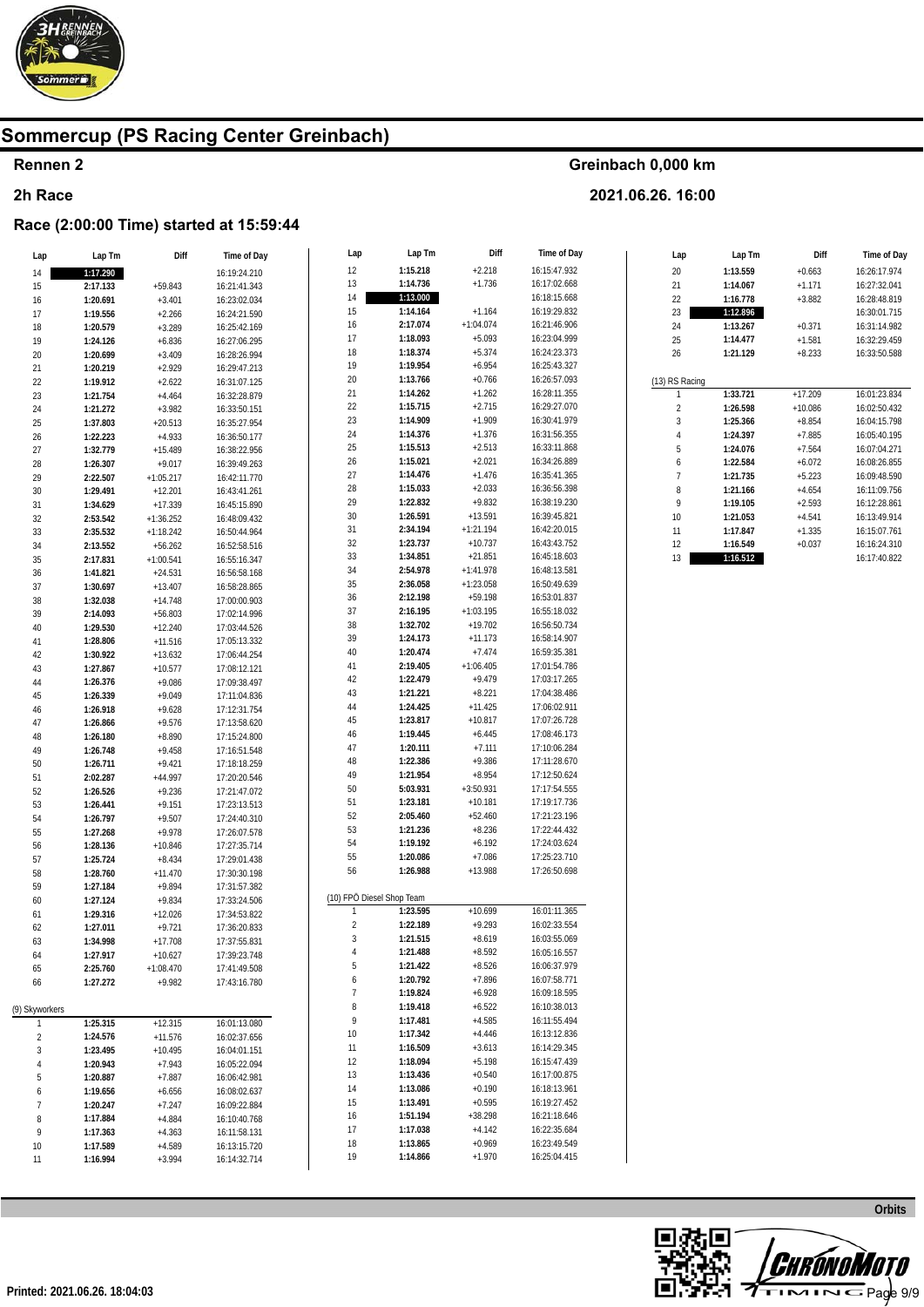# Sommercup (PS Racing Center Greinbach)

## Rennen 2

Greinbach 0,000 km

## 2h Race

2021.06.26. 16:00

### Race (2:00:00 Time) started at 15:59:44

| Lap | Lap Tm | Diff | Time of Day |
|---|---|---|---|
| 14 | 1:17.290 | | 16:19:24.210 |
| 15 | 2:17.133 | +59.843 | 16:21:41.343 |
| 16 | 1:20.691 | +3.401 | 16:23:02.034 |
| 17 | 1:19.556 | +2.266 | 16:24:21.590 |
| 18 | 1:20.579 | +3.289 | 16:25:42.169 |
| 19 | 1:24.126 | +6.836 | 16:27:06.295 |
| 20 | 1:20.699 | +3.409 | 16:28:26.994 |
| 21 | 1:20.219 | +2.929 | 16:29:47.213 |
| 22 | 1:19.912 | +2.622 | 16:31:07.125 |
| 23 | 1:21.754 | +4.464 | 16:32:28.879 |
| 24 | 1:21.272 | +3.982 | 16:33:50.151 |
| 25 | 1:37.803 | +20.513 | 16:35:27.954 |
| 26 | 1:22.223 | +4.933 | 16:36:50.177 |
| 27 | 1:32.779 | +15.489 | 16:38:22.956 |
| 28 | 1:26.307 | +9.017 | 16:39:49.263 |
| 29 | 2:22.507 | +1:05.217 | 16:42:11.770 |
| 30 | 1:29.491 | +12.201 | 16:43:41.261 |
| 31 | 1:34.629 | +17.339 | 16:45:15.890 |
| 32 | 2:53.542 | +1:36.252 | 16:48:09.432 |
| 33 | 2:35.532 | +1:18.242 | 16:50:44.964 |
| 34 | 2:13.552 | +56.262 | 16:52:58.516 |
| 35 | 2:17.831 | +1:00.541 | 16:55:16.347 |
| 36 | 1:41.821 | +24.531 | 16:56:58.168 |
| 37 | 1:30.697 | +13.407 | 16:58:28.865 |
| 38 | 1:32.038 | +14.748 | 17:00:00.903 |
| 39 | 2:14.093 | +56.803 | 17:02:14.996 |
| 40 | 1:29.530 | +12.240 | 17:03:44.526 |
| 41 | 1:28.806 | +11.516 | 17:05:13.332 |
| 42 | 1:30.922 | +13.632 | 17:06:44.254 |
| 43 | 1:27.867 | +10.577 | 17:08:12.121 |
| 44 | 1:26.376 | +9.086 | 17:09:38.497 |
| 45 | 1:26.339 | +9.049 | 17:11:04.836 |
| 46 | 1:26.918 | +9.628 | 17:12:31.754 |
| 47 | 1:26.866 | +9.576 | 17:13:58.620 |
| 48 | 1:26.180 | +8.890 | 17:15:24.800 |
| 49 | 1:26.748 | +9.458 | 17:16:51.548 |
| 50 | 1:26.711 | +9.421 | 17:18:18.259 |
| 51 | 2:02.287 | +44.997 | 17:20:20.546 |
| 52 | 1:26.526 | +9.236 | 17:21:47.072 |
| 53 | 1:26.441 | +9.151 | 17:23:13.513 |
| 54 | 1:26.797 | +9.507 | 17:24:40.310 |
| 55 | 1:27.268 | +9.978 | 17:26:07.578 |
| 56 | 1:28.136 | +10.846 | 17:27:35.714 |
| 57 | 1:25.724 | +8.434 | 17:29:01.438 |
| 58 | 1:28.760 | +11.470 | 17:30:30.198 |
| 59 | 1:27.184 | +9.894 | 17:31:57.382 |
| 60 | 1:27.124 | +9.834 | 17:33:24.506 |
| 61 | 1:29.316 | +12.026 | 17:34:53.822 |
| 62 | 1:27.011 | +9.721 | 17:36:20.833 |
| 63 | 1:34.998 | +17.708 | 17:37:55.831 |
| 64 | 1:27.917 | +10.627 | 17:39:23.748 |
| 65 | 2:25.760 | +1:08.470 | 17:41:49.508 |
| 66 | 1:27.272 | +9.982 | 17:43:16.780 |

(9) Skyworkers

| Lap | Lap Tm | Diff | Time of Day |
|---|---|---|---|
| 1 | 1:25.315 | +12.315 | 16:01:13.080 |
| 2 | 1:24.576 | +11.576 | 16:02:37.656 |
| 3 | 1:23.495 | +10.495 | 16:04:01.151 |
| 4 | 1:20.943 | +7.943 | 16:05:22.094 |
| 5 | 1:20.887 | +7.887 | 16:06:42.981 |
| 6 | 1:19.656 | +6.656 | 16:08:02.637 |
| 7 | 1:20.247 | +7.247 | 16:09:22.884 |
| 8 | 1:17.884 | +4.884 | 16:10:40.768 |
| 9 | 1:17.363 | +4.363 | 16:11:58.131 |
| 10 | 1:17.589 | +4.589 | 16:13:15.720 |
| 11 | 1:16.994 | +3.994 | 16:14:32.714 |
| 12 | 1:15.218 | +2.218 | 16:15:47.932 |
| 13 | 1:14.736 | +1.736 | 16:17:02.668 |
| 14 | 1:13.000 | | 16:18:15.668 |
| 15 | 1:14.164 | +1.164 | 16:19:29.832 |
| 16 | 2:17.074 | +1:04.074 | 16:21:46.906 |
| 17 | 1:18.093 | +5.093 | 16:23:04.999 |
| 18 | 1:18.374 | +5.374 | 16:24:23.373 |
| 19 | 1:19.954 | +6.954 | 16:25:43.327 |
| 20 | 1:13.766 | +0.766 | 16:26:57.093 |
| 21 | 1:14.262 | +1.262 | 16:28:11.355 |
| 22 | 1:15.715 | +2.715 | 16:29:27.070 |
| 23 | 1:14.909 | +1.909 | 16:30:41.979 |
| 24 | 1:14.376 | +1.376 | 16:31:56.355 |
| 25 | 1:15.513 | +2.513 | 16:33:11.868 |
| 26 | 1:15.021 | +2.021 | 16:34:26.889 |
| 27 | 1:14.476 | +1.476 | 16:35:41.365 |
| 28 | 1:15.033 | +2.033 | 16:36:56.398 |
| 29 | 1:22.832 | +9.832 | 16:38:19.230 |
| 30 | 1:26.591 | +13.591 | 16:39:45.821 |
| 31 | 2:34.194 | +1:21.194 | 16:42:20.015 |
| 32 | 1:23.737 | +10.737 | 16:43:43.752 |
| 33 | 1:34.851 | +21.851 | 16:45:18.603 |
| 34 | 2:54.978 | +1:41.978 | 16:48:13.581 |
| 35 | 2:36.058 | +1:23.058 | 16:50:49.639 |
| 36 | 2:12.198 | +59.198 | 16:53:01.837 |
| 37 | 2:16.195 | +1:03.195 | 16:55:18.032 |
| 38 | 1:32.702 | +19.702 | 16:56:50.734 |
| 39 | 1:24.173 | +11.173 | 16:58:14.907 |
| 40 | 1:20.474 | +7.474 | 16:59:35.381 |
| 41 | 2:19.405 | +1:06.405 | 17:01:54.786 |
| 42 | 1:22.479 | +9.479 | 17:03:17.265 |
| 43 | 1:21.221 | +8.221 | 17:04:38.486 |
| 44 | 1:24.425 | +11.425 | 17:06:02.911 |
| 45 | 1:23.817 | +10.817 | 17:07:26.728 |
| 46 | 1:19.445 | +6.445 | 17:08:46.173 |
| 47 | 1:20.111 | +7.111 | 17:10:06.284 |
| 48 | 1:22.386 | +9.386 | 17:11:28.670 |
| 49 | 1:21.954 | +8.954 | 17:12:50.624 |
| 50 | 5:03.931 | +3:50.931 | 17:17:54.555 |
| 51 | 1:23.181 | +10.181 | 17:19:17.736 |
| 52 | 2:05.460 | +52.460 | 17:21:23.196 |
| 53 | 1:21.236 | +8.236 | 17:22:44.432 |
| 54 | 1:19.192 | +6.192 | 17:24:03.624 |
| 55 | 1:20.086 | +7.086 | 17:25:23.710 |
| 56 | 1:26.988 | +13.988 | 17:26:50.698 |

(10) FPÖ Diesel Shop Team

| Lap | Lap Tm | Diff | Time of Day |
|---|---|---|---|
| 1 | 1:23.595 | +10.699 | 16:01:11.365 |
| 2 | 1:22.189 | +9.293 | 16:02:33.554 |
| 3 | 1:21.515 | +8.619 | 16:03:55.069 |
| 4 | 1:21.488 | +8.592 | 16:05:16.557 |
| 5 | 1:21.422 | +8.526 | 16:06:37.979 |
| 6 | 1:20.792 | +7.896 | 16:07:58.771 |
| 7 | 1:19.824 | +6.928 | 16:09:18.595 |
| 8 | 1:19.418 | +6.522 | 16:10:38.013 |
| 9 | 1:17.481 | +4.585 | 16:11:55.494 |
| 10 | 1:17.342 | +4.446 | 16:13:12.836 |
| 11 | 1:16.509 | +3.613 | 16:14:29.345 |
| 12 | 1:18.094 | +5.198 | 16:15:47.439 |
| 13 | 1:13.436 | +0.540 | 16:17:00.875 |
| 14 | 1:13.086 | +0.190 | 16:18:13.961 |
| 15 | 1:13.491 | +0.595 | 16:19:27.452 |
| 16 | 1:51.194 | +38.298 | 16:21:18.646 |
| 17 | 1:17.038 | +4.142 | 16:22:35.684 |
| 18 | 1:13.865 | +0.969 | 16:23:49.549 |
| 19 | 1:14.866 | +1.970 | 16:25:04.415 |
| 20 | 1:13.559 | +0.663 | 16:26:17.974 |
| 21 | 1:14.067 | +1.171 | 16:27:32.041 |
| 22 | 1:16.778 | +3.882 | 16:28:48.819 |
| 23 | 1:12.896 | | 16:30:01.715 |
| 24 | 1:13.267 | +0.371 | 16:31:14.982 |
| 25 | 1:14.477 | +1.581 | 16:32:29.459 |
| 26 | 1:21.129 | +8.233 | 16:33:50.588 |

(13) RS Racing

| Lap | Lap Tm | Diff | Time of Day |
|---|---|---|---|
| 1 | 1:33.721 | +17.209 | 16:01:23.834 |
| 2 | 1:26.598 | +10.086 | 16:02:50.432 |
| 3 | 1:25.366 | +8.854 | 16:04:15.798 |
| 4 | 1:24.397 | +7.885 | 16:05:40.195 |
| 5 | 1:24.076 | +7.564 | 16:07:04.271 |
| 6 | 1:22.584 | +6.072 | 16:08:26.855 |
| 7 | 1:21.735 | +5.223 | 16:09:48.590 |
| 8 | 1:21.166 | +4.654 | 16:11:09.756 |
| 9 | 1:19.105 | +2.593 | 16:12:28.861 |
| 10 | 1:21.053 | +4.541 | 16:13:49.914 |
| 11 | 1:17.847 | +1.335 | 16:15:07.761 |
| 12 | 1:16.549 | +0.037 | 16:16:24.310 |
| 13 | 1:16.512 | | 16:17:40.822 |

Orbits

Printed: 2021.06.26. 18:04:03